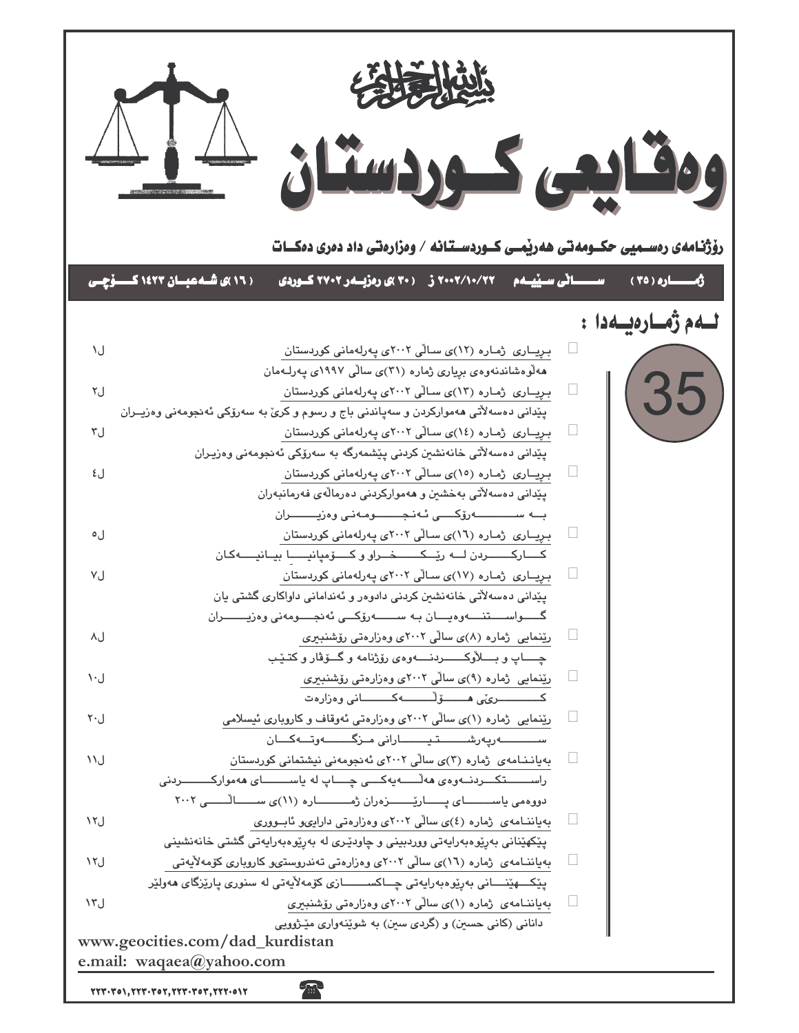بسم الله الرحمن الرحيم

# وەقایعی کوردستان

**رۆژنامەی رەسمیی حکومەتی هەرێمی کوردستانە / وەزارەتی داد دەری دەکات**

**ژمارە (٣٥) سالی سێیەم ٢٠٠٢/١٠/٢٢ ز (٣٠)ی رەزبەر ٢٧٠٢ کوردی (١٦)ی شەعبان ١٤٢٣ کۆچی**

35

## لەم ژمارەیەدا :

- بڕیاری ژمارە (١٢)ی ساڵی ٢٠٠٢ی پەرلەمانی کوردستان — ل١
  هەڵوەشاندنەوەی بڕیاری ژمارە (٣١)ی ساڵی ١٩٩٧ی پەرلەمان
- بڕیاری ژمارە (١٣)ی ساڵی ٢٠٠٢ی پەرلەمانی کوردستان — ل٢
  پێدانی دەسەڵاتی هەموارکردن و سەپاندنی باج و رسوم و کرێ بە سەرۆکی ئەنجومەنی وەزیران
- بڕیاری ژمارە (١٤)ی ساڵی ٢٠٠٢ی پەرلەمانی کوردستان — ل٣
  پێدانی دەسەڵاتی خانەنشین کردنی پێشمەرگە بە سەرۆکی ئەنجومەنی وەزیران
- بڕیاری ژمارە (١٥)ی ساڵی ٢٠٠٢ی پەرلەمانی کوردستان — ل٤
  پێدانی دەسەڵاتی بەخشین و هەموارکردنی دەرماڵەی فەرمانبەران
  بە سەرۆکی ئەنجومەنی وەزیران
- بڕیاری ژمارە (١٦)ی ساڵی ٢٠٠٢ی پەرلەمانی کوردستان — ل٥
  کارکردن لە رێکخراو و کۆمپانیا بیانیەکان
- بڕیاری ژمارە (١٧)ی ساڵی ٢٠٠٢ی پەرلەمانی کوردستان — ل٧
  پێدانی دەسەڵاتی خانەنشین کردنی دادوەر و ئەندامانی داواکاری گشتی یان
  گواستنەوەیان بە سەرۆکی ئەنجومەنی وەزیران
- رێنمایی ژمارە (٨)ی ساڵی ٢٠٠٢ی وەزارەتی رۆشنبیری — ل٨
  چاپ و بڵاوکردنەوەی رۆژنامە و گۆڤار و کتێب
- رێنمایی ژمارە (٩)ی ساڵی ٢٠٠٢ی وەزارەتی رۆشنبیری — ل١٠
  کرێی هۆڵەکانی وەزارەت
- رێنمایی ژمارە (١)ی ساڵی ٢٠٠٢ی وەزارەتی ئەوقاف و کاروباری ئیسلامی — ل٢٠
  سەرپەرشتیارانی مزگەوتەکان
- بەیاننامەی ژمارە (٣)ی ساڵی ٢٠٠٢ی ئەنجومەنی نیشتمانی کوردستان — ل١١
  راستکردنەوەی هەڵەیەکی چاپ لە یاسای هەموارکردنی
  دووەمی یاسای پارێزەران ژمارە (١١)ی ساڵی ٢٠٠٢
- بەیاننامەی ژمارە (٤)ی ساڵی ٢٠٠٢ی وەزارەتی داراییو ئابووری — ل١٢
  پێکهێنانی بەڕێوەبەرایەتی وردبینی و چاودێری لە بەڕێوەبەرایەتی گشتی خانەنشینی
- بەیاننامەی ژمارە (١٦)ی ساڵی ٢٠٠٢ی وەزارەتی تەندروستیو کاروباری کۆمەڵایەتی — ل١٢
  پێکهێنانی بەڕێوەبەرایەتی چاکسازی کۆمەڵایەتی لە سنووری پارێزگای هەولێر
- بەیاننامەی ژمارە (١)ی ساڵی ٢٠٠٢ی وەزارەتی رۆشنبیری — ل١٣
  دانانی (کانی حسین) و (گردی سین) بە شوێنەواری مێژوویی

www.geocities.com/dad_kurdistan
e.mail: waqaea@yahoo.com

٢٢٣٠٣٥١,٢٢٣٠٣٥٢,٢٢٣٠٣٥٣,٢٢٢٠٥١٢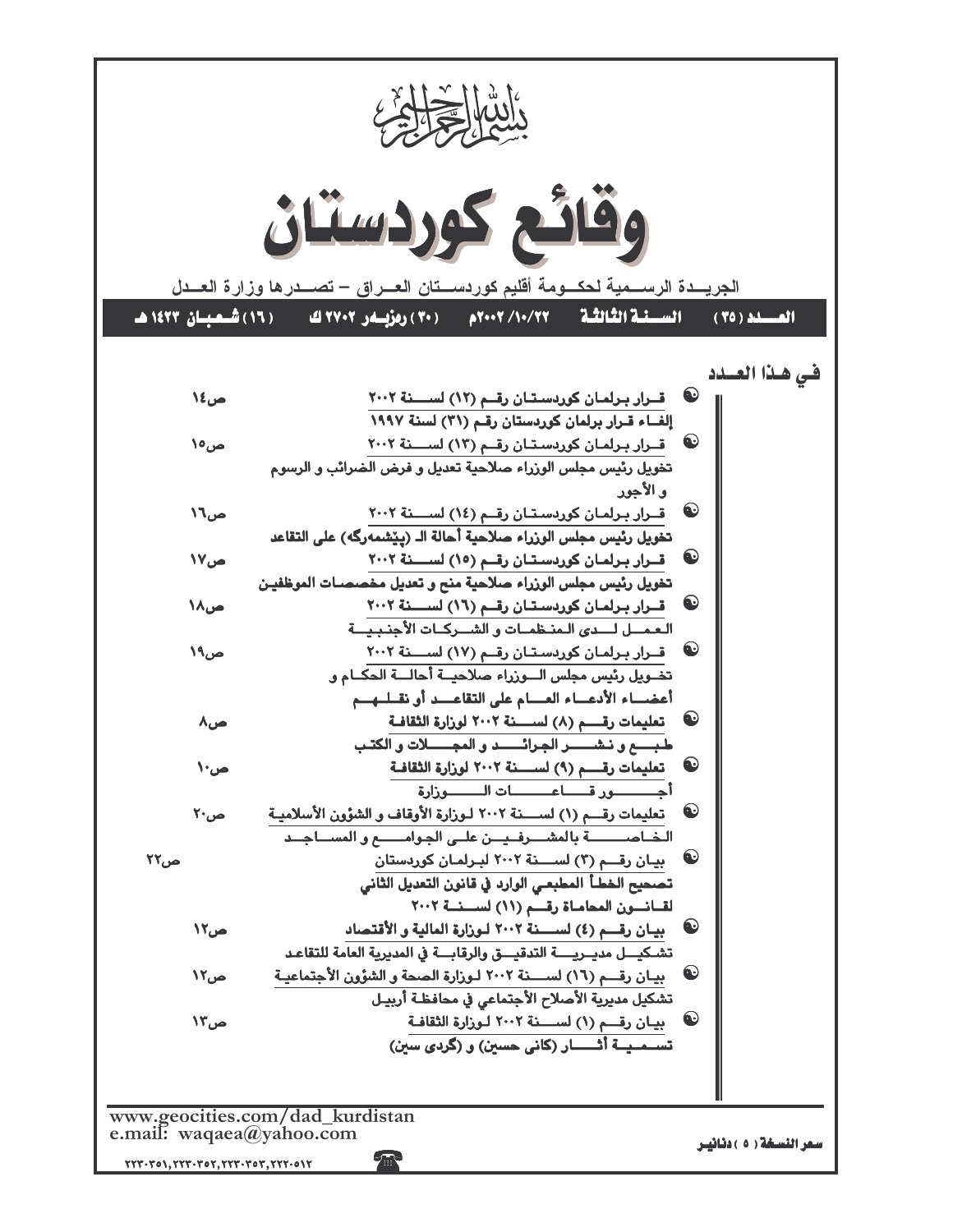بسم الله الرحمن الرحيم

# وقائع كوردستان

الجريــدة الرســمية لحكــومة أقليم كوردســتان العــراق – تصــدرها وزارة العــدل

**العــدد (٣٥) | الســنة الثالثة | ٢٠٠٢/١٠/٢٢م | (٣٠) رەزبەر ٢٧٠٢ ك | (١٦) شعبان ١٤٢٣ هـ**

## في هذا العدد

- **قـرار برلمان كوردستان رقم (١٢) لسنة ٢٠٠٢** — ص١٤
  إلغاء قرار برلمان كوردستان رقم (٣١) لسنة ١٩٩٧
- **قـرار برلمان كوردستان رقم (١٣) لسنة ٢٠٠٢** — ص١٥
  تخويل رئيس مجلس الوزراء صلاحية تعديل و فرض الضرائب و الرسوم و الأجور
- **قـرار برلمان كوردستان رقم (١٤) لسنة ٢٠٠٢** — ص١٦
  تخويل رئيس مجلس الوزراء صلاحية أحالة الـ (پێشمەرگە) على التقاعد
- **قـرار برلمان كوردستان رقم (١٥) لسنة ٢٠٠٢** — ص١٧
  تخويل رئيس مجلس الوزراء صلاحية منح و تعديل مخصصات الموظفين
- **قـرار برلمان كوردستان رقم (١٦) لسنة ٢٠٠٢** — ص١٨
  العمل لدى المنظمات و الشركات الأجنبية
- **قـرار برلمان كوردستان رقم (١٧) لسنة ٢٠٠٢** — ص١٩
  تخويل رئيس مجلس الوزراء صلاحية أحالة الحكام و أعضاء الأدعاء العام على التقاعد أو نقلهم
- **تعليمات رقم (٨) لسنة ٢٠٠٢ لوزارة الثقافة** — ص٨
  طبع و نشر الجرائد و المجلات و الكتب
- **تعليمات رقم (٩) لسنة ٢٠٠٢ لوزارة الثقافة** — ص١٠
  أجور قاعات الوزارة
- **تعليمات رقم (١) لسنة ٢٠٠٢ لوزارة الأوقاف و الشؤون الأسلامية** — ص٢٠
  الخاصة بالمشرفين على الجوامع و المساجد
- **بيان رقم (٣) لسنة ٢٠٠٢ لبرلمان كوردستان** — ص٢٢
  تصحيح الخطأ المطبعي الوارد في قانون التعديل الثاني لقانون المحاماة رقم (١١) لسنة ٢٠٠٢
- **بيان رقم (٤) لسنة ٢٠٠٢ لوزارة المالية و الأقتصاد** — ص١٢
  تشكيل مديرية التدقيق والرقابة في المديرية العامة للتقاعد
- **بيان رقم (١٦) لسنة ٢٠٠٢ لوزارة الصحة و الشؤون الأجتماعية** — ص١٢
  تشكيل مديرية الأصلاح الأجتماعي في محافظة أربيل
- **بيان رقم (١) لسنة ٢٠٠٢ لوزارة الثقافة** — ص١٣
  تسمية أثار (كانى حسين) و (گردى سين)

www.geocities.com/dad_kurdistan
e.mail: waqaea@yahoo.com

٢٢٣٠٣٥١، ٢٢٣٠٣٥٢، ٢٢٣٠٣٥٣، ٢٢٢٠٥١٢

سعر النسخة (٥) دنانير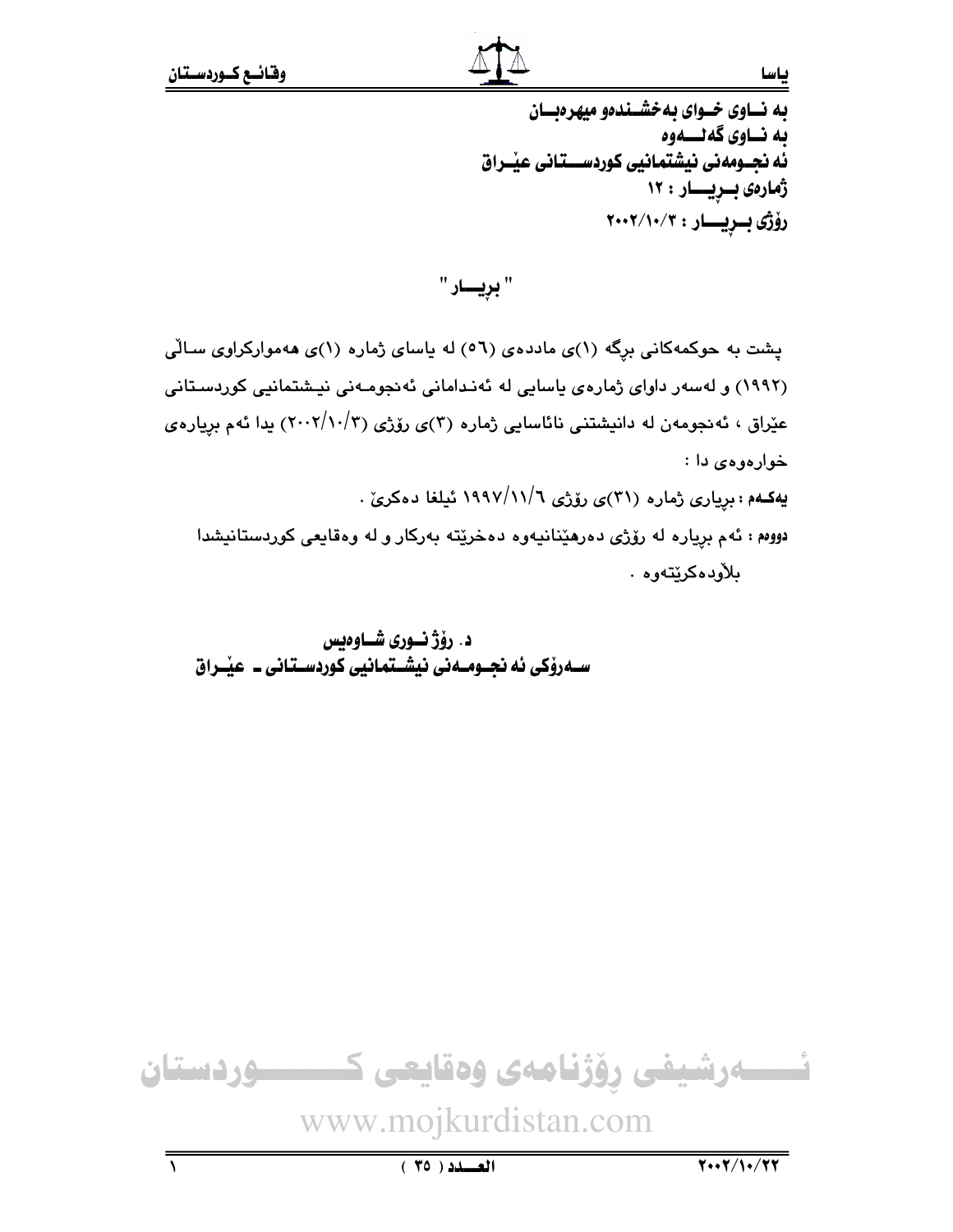به نــاوی خــوای بهخشــندهو میهرهبــان

به نــاوی گهلـــهوه

ئه نجــومهنی نیشتمانیی کوردســـتانی عیٚــراق

ژمارهی بــڕیـــار : ١٢

رۆژی بــڕیـــار : ٢٠٠٢/١٠/٣

## " بڕیـــار "

پشت به حوکمهکانی برگه (١)ی ماددهی (٥٦) له یاسای ژماره (١)ی ههموارکراوی ساڵی (١٩٩٢) و لهسهر داوای ژمارهی یاسایی له ئهندامانی ئهنجومهنی نیشتمانیی کوردستانی عێراق ، ئهنجومهن له دانیشتنی نائاسایی ژماره (٣)ی رۆژی (٢٠٠٢/١٠/٣) یدا ئهم بڕیارهی خوارهوهی دا :

**یهکـهم :** بڕیاری ژماره (٣١)ی رۆژی ١٩٩٧/١١/٦ ئیلغا دهکرێ .

**دووهم :** ئهم بڕیاره له رۆژی دهرهێنانیهوه دهخرێته بهرکار و له وهقایعی کوردستانیشدا بلاّودهکرێتهوه .

**د. رۆژ نــوری شــاوهیس**

**ســهرۆکی ئه نجــومــهنی نیشــتمانیی کوردســتانی ـ عیٚــراق**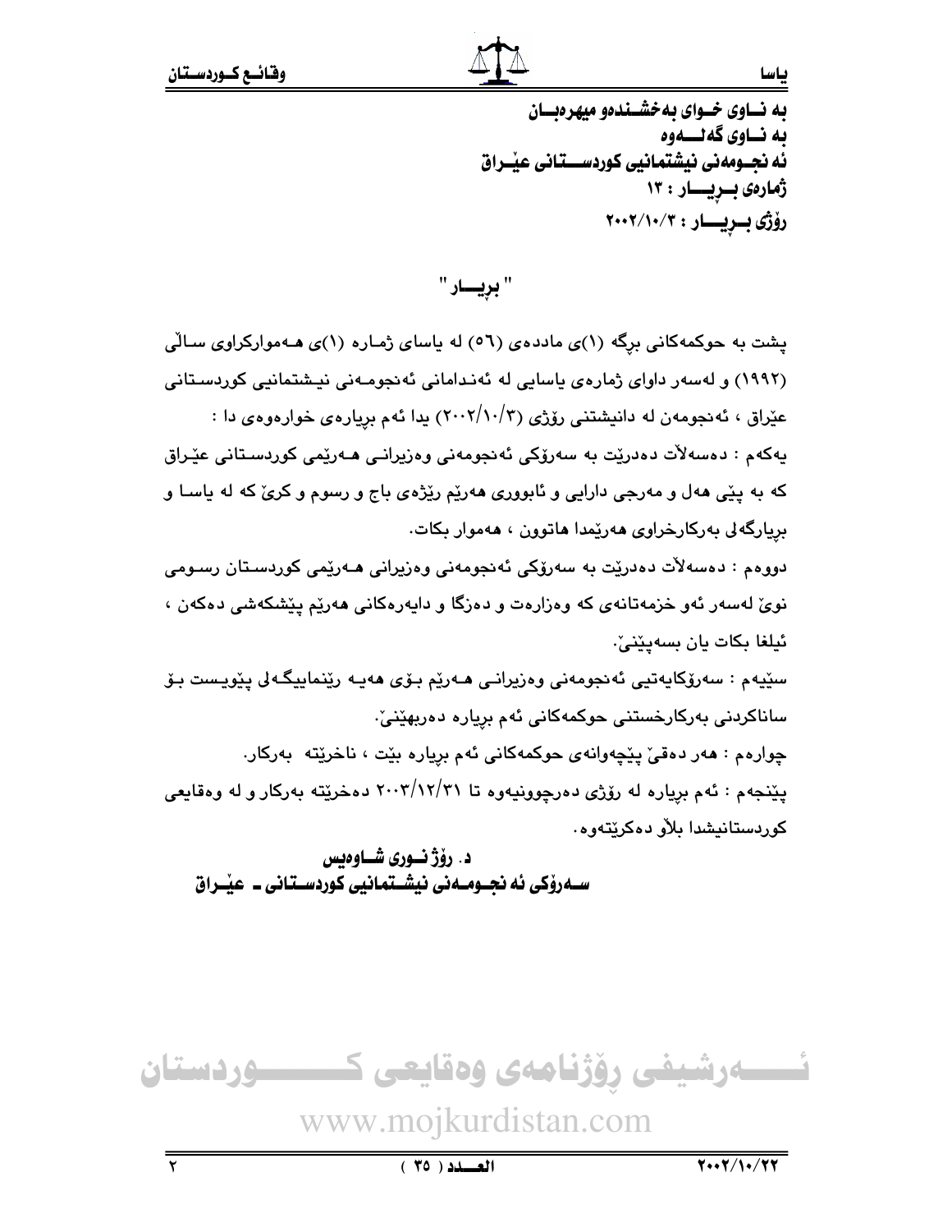به نــاوی خــوای بهخشــندهو میهرهبــان

به نــاوی گهلـــهوه

ئه نجــومهنی نیشتمانیی کوردســـتانی عێــراق

ژمارەی بــڕیـــار : ١٣

رۆژی بــڕیـــار : ٢٠٠٢/١٠/٣

## " بڕیـــار "

پشت به حوکمهکانی برگه (١)ی مادده‌ی (٥٦) له یاسای ژمـاره (١)ی هـهموارکراوی سـاڵی (١٩٩٢) و لهسهر داوای ژمارەی یاسایی له ئهنـدامانی ئهنجومـهنی نیـشتمانیی کوردسـتانی عێراق ، ئهنجومهن له دانیشتنی رۆژی (٢٠٠٢/١٠/٣) یدا ئهم بڕیارەی خوارەوەی دا :

یهکهم : دەسهڵات دەدرێت به سهرۆکی ئهنجومهنی وەزیرانـی هـهرێمی کوردسـتانی عێـراق که به پێی ههل و مهرجی دارایی و ئابووری ههرێم رێژەی باج و رسوم و کرێ که له یاسـا و بڕیارگهلی بهرکارخراوی ههرێمدا هاتوون ، ههموار بکات.

دووەم : دەسهڵات دەدرێت به سهرۆکی ئهنجومهنی وەزیرانی هـهرێمی کوردسـتان رسـومی نوێ لهسهر ئهو خزمهتانهی که وەزارەت و دەزگا و دایهرەکانی ههرێم پێشکهشی دەکهن ، ئیلغا بکات یان بسهپێنێ.

سێیهم : سهرۆکایهتیی ئهنجومهنی وەزیرانـی هـهرێم بـۆی ههیـه رێنماییگـهلی پێویـست بـۆ ساناکردنی بهرکارخستنی حوکمهکانی ئهم بڕیاره دەربهێنێ.

چوارەم : ههر دەقێ پێچهوانهی حوکمهکانی ئهم بڕیاره بێت ، ناخرێته بهرکار.

پێنجهم : ئهم بڕیاره له رۆژی دەرچوونیهوە تا ٢٠٠٣/١٢/٣١ دەخرێته بهرکار و له وەقایعی کوردستانیشدا بڵاو دەکرێتهوە.

**د. رۆژ نــوری شــاوەیس**

**ســهرۆکی ئه نجــومــهنی نیشــتمانیی کوردســتانی ـ عێــراق**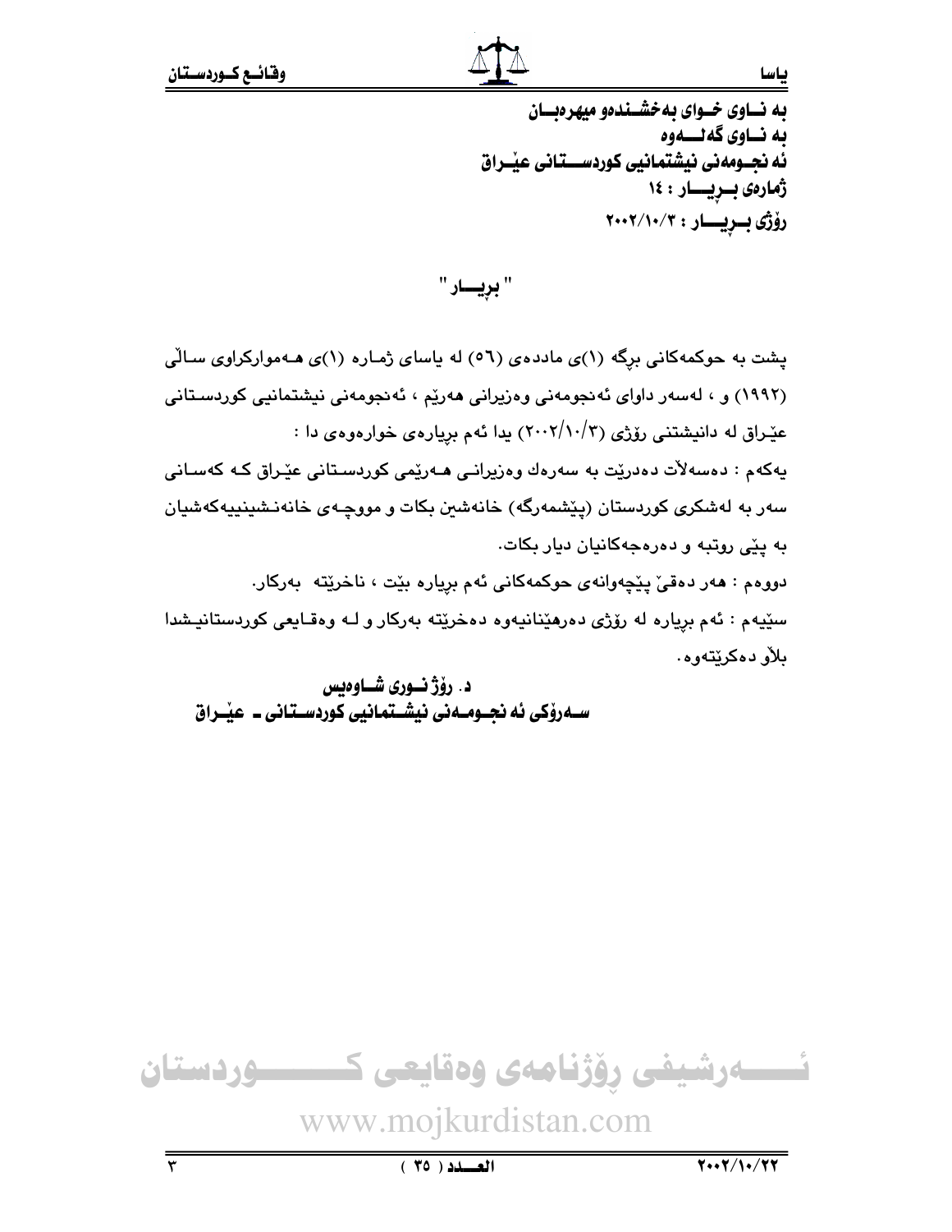به نــاوى خــواى بەخشــندەو میهرەبــان
به نــاوى گەلــــەوە
ئه نجـومەنى نیشتمانیی کوردســــتانی عێـراق
ژمارەی بــڕیـــار : ١٤
ڕۆژی بــڕیـــار : ٢٠٠٢/١٠/٣

# " بڕیـــار "

پشت بە حوكمەكانی بڕگە (١)ی ماددەی (٥٦) لە یاسای ژمـارە (١)ی هـەمواركراوی سـاڵی (١٩٩٢) و ، لەسەر داوای ئەنجومەنی وەزیرانی هەرێم ، ئەنجومەنی نیشتمانیی كوردسـتانی عێراق لە دانیشتنی ڕۆژی (٢٠٠٢/١٠/٣) یدا ئەم بڕیارەی خوارەوەی دا :

یەكەم : دەسەڵات دەدرێت بە سەرەك وەزیرانـی هـەرێمی كوردسـتانی عێـراق كـە كەسـانی سەر بە لەشكری كوردستان (پێشمەرگە) خانەشین بكات و مووچـەی خانەنـشینییەكەشیان بە پێی ڕوتبە و دەرەجەكانیان دیار بكات.

دووەم : هەر دەقێ پێچەوانەی حوكمەكانی ئەم بڕیارە بێت ، ناخرێتە بەركار.

سێیەم : ئەم بڕیارە لە ڕۆژی دەرهێنانیەوە دەخرێتە بەركار و لـە وەقـایعی كوردستانیـشدا بلاو دەكرێتەوە.

**د. ڕۆژ نــوری شــاوەیس**
**ســەرۆكی ئه نجـومـەنی نیشـتمانیی كوردسـتانی ـ عێـراق**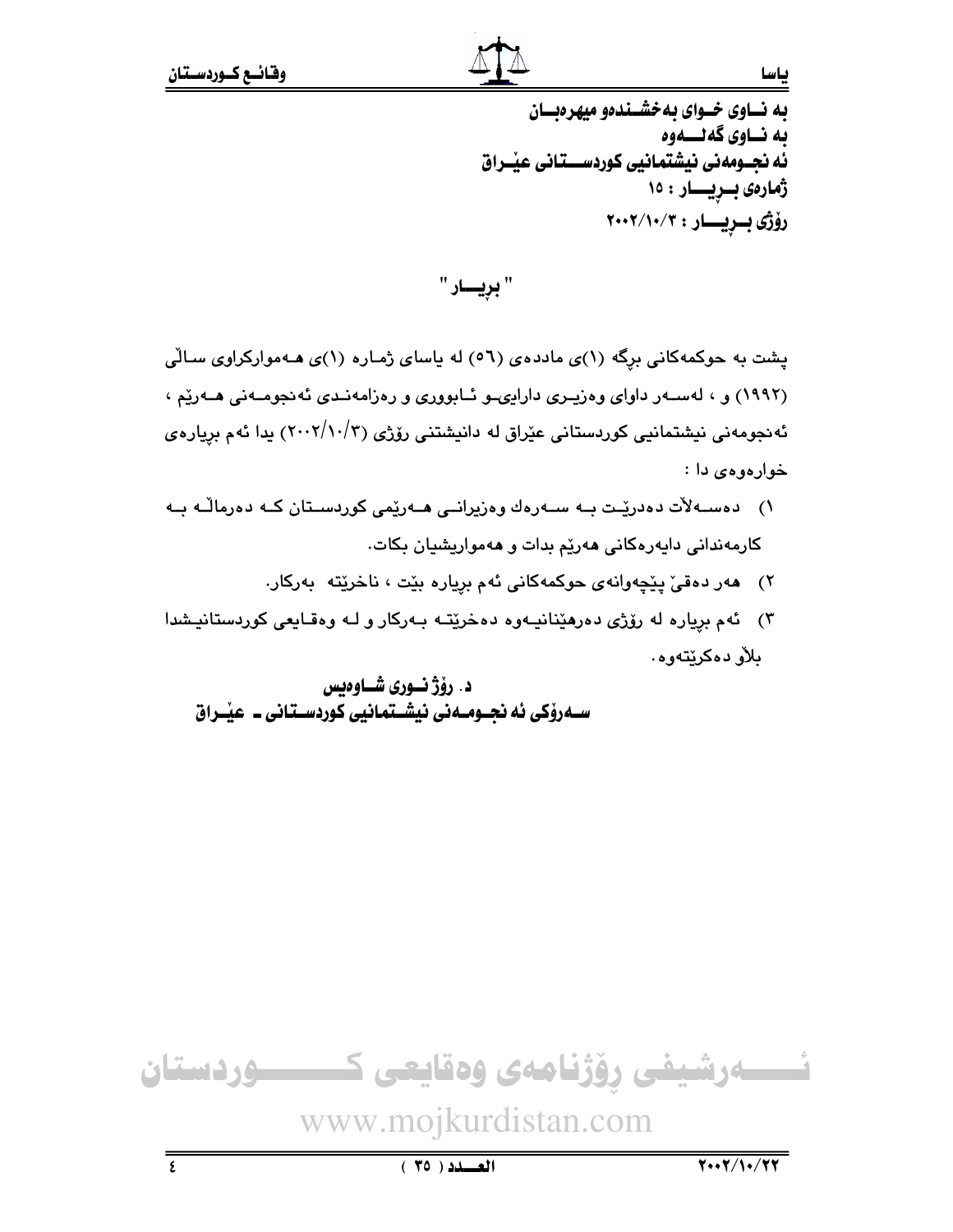**بە نــاوی خــوای بەخشــندەو میهرەبــان**
**بە نــاوی گەلـــەوە**
**ئە نجــومەنی نیشتمانیی کوردســـتانی عێــراق**
**ژمارەی بــڕیـــار : ١٥**
**رۆژی بــڕیـــار : ٢٠٠٢/١٠/٣**

## " بڕیـــار "

پشت بە حوکمەکانی بڕگە (١)ی ماددەی (٥٦) لە یاسای ژمـارە (١)ی هـەموارکراوی ساڵی (١٩٩٢) و ، لەســەر داوای وەزیـری دارایــو ئـابووری و ڕەزامەنـدی ئەنجومـەنی هـەرێم ، ئەنجومەنی نیشتمانیی کوردستانی عێراق لە دانیشتنی رۆژی (٢٠٠٢/١٠/٣) یدا ئەم بڕیارەی خوارەوەی دا :

١) دەسـەڵات دەدرێـت بـە سـەرەك وەزیرانـی هـەرێمی کوردسـتان کـە دەرماڵـە بـە کارمەندانی دایەرەکانی هەرێم بدات و هەمواریشیان بکات.
٢) هەر دەقێ پێچەوانەی حوکمەکانی ئەم بڕیارە بێت ، ناخرێتە بەرکار.
٣) ئەم بڕیارە لە رۆژی دەرهێنانیـەوە دەخرێتـە بـەرکار و لـە وەقـایعی کوردستانیـشدا بڵاو دەکرێتەوە.

**د. رۆژ نــوری شــاوەیس**
**ســەرۆکی ئە نجــومـەنی نیشــتمانیی کوردســتانی ـ عێــراق**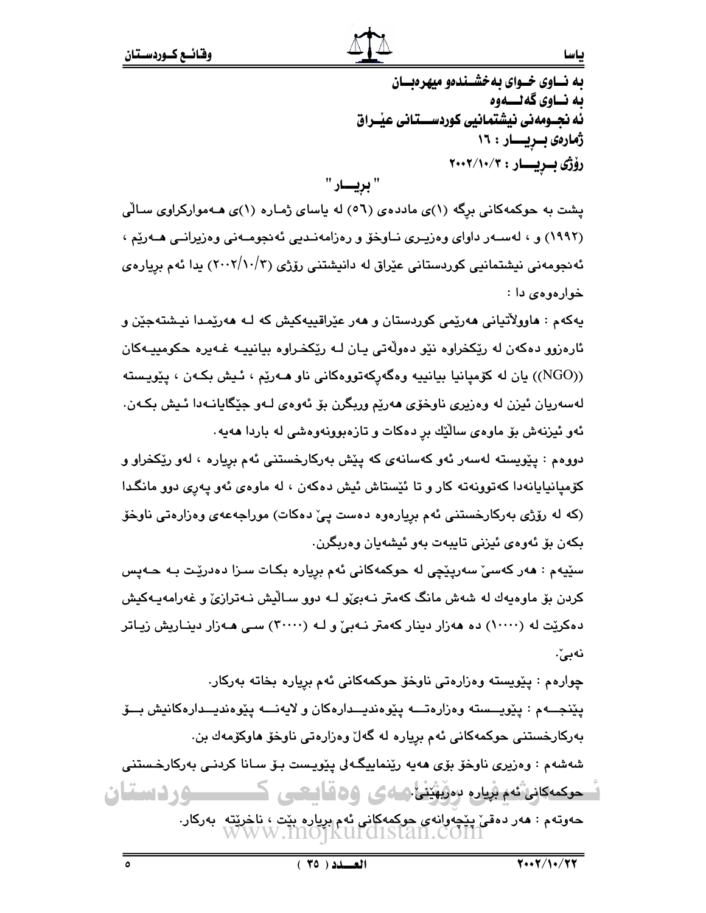به نـاوی خـوای بەخشـندەو میهرەبـان
بە نـاوی گەلـــەوە
ئەنجـومەنی نیشتمانیی کوردسـتانی عێـراق
ژمارەی بـڕیـار : ١٦
ڕۆژی بـڕیـار : ٢٠٠٢/١٠/٣

## " بڕیـار "

پشت بە حوکمەکانی بڕگە (١)ی ماددەی (٥٦) لە یاسای ژمارە (١)ی هەموارکراوی ساڵی (١٩٩٢) و ، لەسەر داوای وەزیری ناوخۆ و ڕەزامەندیی ئەنجومەنی وەزیرانی هەرێم ، ئەنجومەنی نیشتمانیی کوردستانی عێراق لە دانیشتنی ڕۆژی (٢٠٠٢/١٠/٣) یدا ئەم بڕیارەی خوارەوەی دا :

یەکەم : هاووڵاتیانی هەرێمی کوردستان و هەر عێراقییەکیش کە لە هەرێمدا نیشتەجێن و ئارەزوو دەکەن لە ڕێکخراوە نێو دەوڵەتی یان لە ڕێکخراوە بیانییە غەیرە حکومییەکان ((NGO)) یان لە کۆمپانیا بیانییە وەگەڕکەتووەکانی ناو هەرێم ، ئیش بکەن ، پێویستە لەسەریان ئیزن لە وەزیری ناوخۆی هەرێم وربگرن بۆ ئەوەی لەو جێگایانەدا ئیش بکەن. ئەو ئیزنەش بۆ ماوەی ساڵێك بڕ دەکات و تازەبوونەوەشی لە باردا هەیە.

دووەم : پێویستە لەسەر ئەو کەسانەی کە پێش بەرکارخستنی ئەم بڕیارە ، لەو ڕێکخراو و کۆمپانیایانەدا کەتوونەتە کار و تا ئێستاش ئیش دەکەن ، لە ماوەی ئەو پەڕی دوو مانگدا (کە لە ڕۆژی بەرکارخستنی ئەم بڕیارەوە دەست پێ دەکات) موراجەعەی وەزارەتی ناوخۆ بکەن بۆ ئەوەی ئیزنی تایبەت بەو ئیشەیان وەربگرن.

سێیەم : هەر کەسێ سەرپێچی لە حوکمەکانی ئەم بڕیارە بکات سزا دەدرێت بە حەپس کردن بۆ ماوەیەك لە شەش مانگ کەمتر نەبێ و لە دوو ساڵیش نەترازێ و غەرامەیەکیش دەکرێت لە (١٠٠٠٠) دە هەزار دینار کەمتر نەبێ و لە (٣٠٠٠٠) سی هەزار دیناریش زیاتر نەبێ.

چوارەم : پێویستە وەزارەتی ناوخۆ حوکمەکانی ئەم بڕیارە بخاتە بەرکار.

پێنجەم : پێویستە وەزارەتە پێوەندیدارەکان و لایەنە پێوەندیدارەکانیش بۆ بەرکارخستنی حوکمەکانی ئەم بڕیارە لە گەڵ وەزارەتی ناوخۆ هاوکۆمەك بن.

شەشەم : وەزیری ناوخۆ بۆی هەیە ڕێنماییگەلی پێویست بۆ ساناکردنی بەرکارخستنی حوکمەکانی ئەم بڕیارە دەربهێنێ.

حەوتەم : هەر دەقێ پێچەوانەی حوکمەکانی ئەم بڕیارە بێت ، ناخرێتە بەرکار.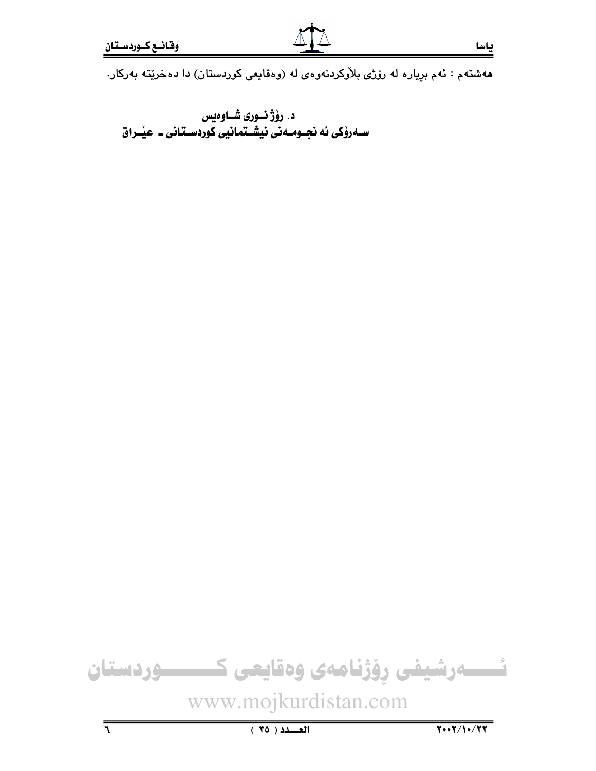هەشتەم : ئەم بڕیارە لە ڕۆژی بلاّوکردنەوەی لە (وەقایعی کوردستان) دا دەخرێتە بەرکار.

**د. ڕۆژ نـوری شـاوەیس**
**سـەرۆکی ئە نجـومـەنی نیشـتمانیی کوردسـتانی ـ عێـراق**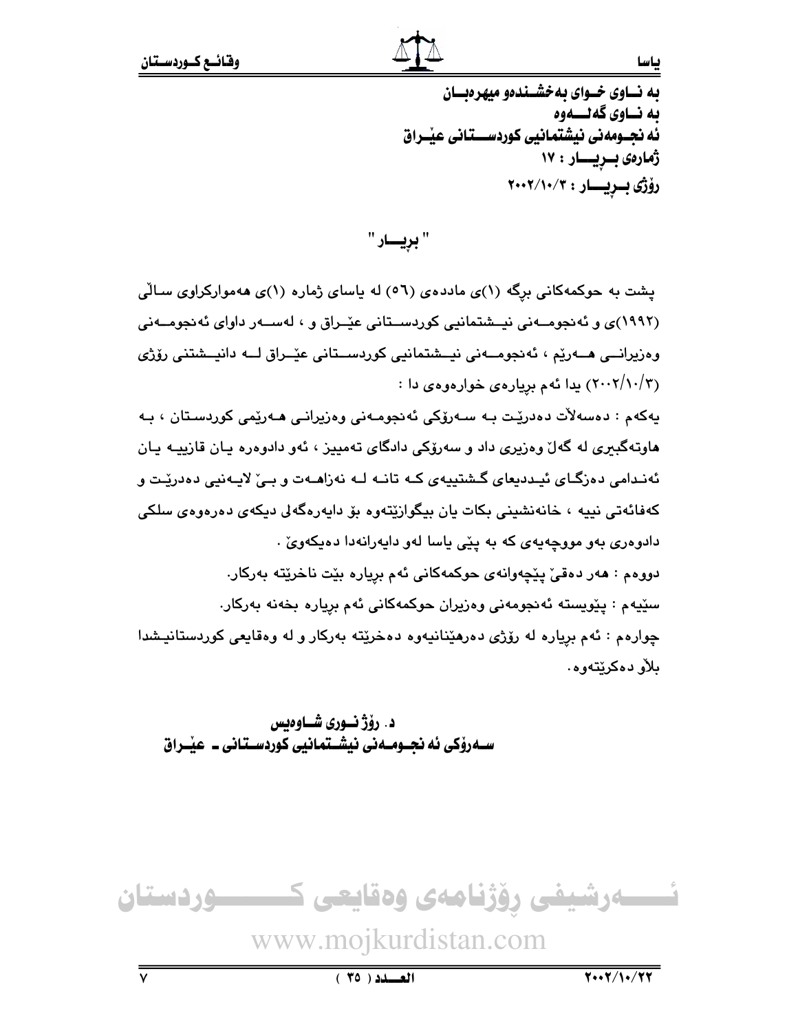بە نــاوی خــوای بەخشــندەو میهرەبــان
بە نــاوی گەلـــەوە
ئە نجــومەنی نیشتمانیی کوردســـتانی عێــراق
ژمارەی بــڕیـــار : ١٧
رۆژی بــڕیـــار : ٢٠٠٢/١٠/٣

## " بڕیـــار "

پشت بە حوکمەکانی بڕگە (١)ی ماددەی (٥٦) لە یاسای ژمارە (١)ی هەموارکراوی ساڵی (١٩٩٢)ی و ئەنجومــەنی نیــشتمانیی کوردســـتانی عێــراق و ، لەســەر داوای ئەنجومــەنی وەزیرانـــی هـــەرێم ، ئەنجومـــەنی نیـــشتمانیی کوردســـتانی عێــراق لـــە دانیـــشتنی رۆژی (٢٠٠٢/١٠/٣) یدا ئەم بڕیارەی خوارەوەی دا :

یەکەم : دەسەڵات دەدرێـت بـە سـەرۆکی ئەنجومـەنی وەزیرانـی هـەرێمی کوردسـتان ، بـە هاوتەگبیری لە گەڵ وەزیری داد و سەرۆکی دادگای تەمییز ، ئەو دادوەرە یـان قازییـە یـان ئەنـدامی دەزگـای ئیـددیعای گـشتییەی کـە تانـە لـە نەزاهـەت و بـێ لایـەنیی دەدرێـت و کەفائەتی نییە ، خانەنشینی بکات یان بیگوازێتەوە بۆ دایەرەگەلی دیکەی دەرەوەی سلکی دادوەری بەو مووچەیەی کە بە پێی یاسا لەو دایەرانەدا دەیکەوێ .

دووەم : هەر دەقێ پێچەوانەی حوکمەکانی ئەم بڕیارە بێت ناخرێتە بەرکار.

سێیەم : پێویستە ئەنجومەنی وەزیران حوکمەکانی ئەم بڕیارە بخەنە بەرکار.

چوارەم : ئەم بڕیارە لە رۆژی دەرهێنانیەوە دەخرێتە بەرکار و لە وەقایعی کوردستانیـشدا بلاّو دەکرێتەوە.

**د. رۆژ نــوری شــاوەیس**
**ســەرۆکی ئە نجـومـەنی نیشـتمانیی کوردسـتانی ـ عێـراق**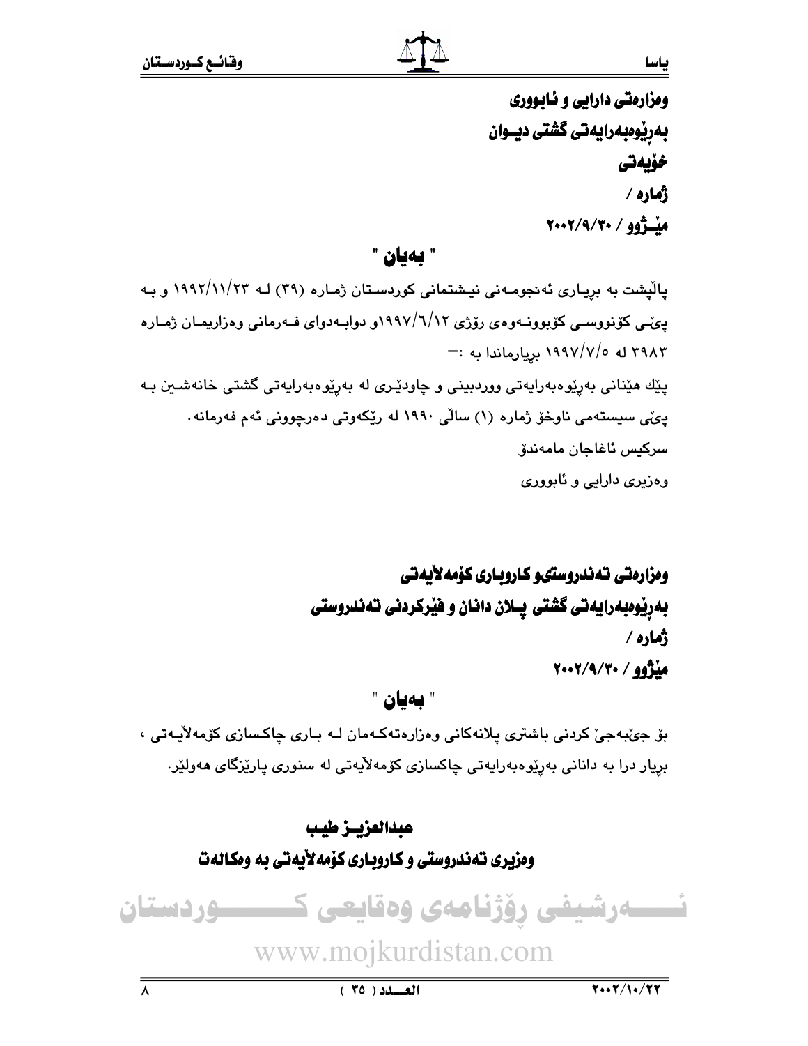**وەزارەتی دارایی و ئابووری**

**بەڕێوەبەرایەتی گشتی دیـوان**

**خۆیەتی**

**ژمارە /**

**مێـژوو / ٢٠٠٢/٩/٣٠**

## " بەیان "

پاڵپشت بە بڕیـاری ئەنجومـەنی نیـشتمانی کوردسـتان ژمـارە (٣٩) لـە ١٩٩٢/١١/٢٣ و بـە پێـی کۆنووسـی کۆبوونـەوەی ڕۆژی ١٩٩٧/٦/١٢و دوابـەدوای فـەرمانی وەزاریمـان ژمـارە ٣٩٨٣ لە ١٩٩٧/٧/٥ بڕیارماندا بە :-

پێك هێنانی بەڕێوەبەرایەتی ووردبینی و چاودێـری لە بەڕێوەبەرایەتی گشتی خانەشـین بـە پێی سیستەمی ناوخۆ ژمارە (١) ساڵی ١٩٩٠ لە ڕێکەوتی دەرچوونی ئەم فەرمانە.

سرکیس ئاغاجان مامەندۆ

وەزیری دارایی و ئابووری

**وەزارەتی تەندروستیو کاروباری کۆمەڵایەتی**

**بەڕێوەبەرایەتی گشتی پـلان دانان و فێرکردنی تەندروستی**

**ژمارە /**

**مێژوو / ٢٠٠٢/٩/٣٠**

## " بەیان "

بۆ جێبەجێ کردنی باشتری پلانەکانی وەزارەتەکـەمان لـە بـاری چاکسازی کۆمەڵایـەتی ، بڕیار درا بە دانانی بەڕێوەبەرایەتی چاکسازی کۆمەڵایەتی لە سنوری پارێزگای هەولێر.

**عبدالعزیـز طیـب**

**وەزیری تەندروستی و کاروباری کۆمەڵایەتی بە وەکالەت**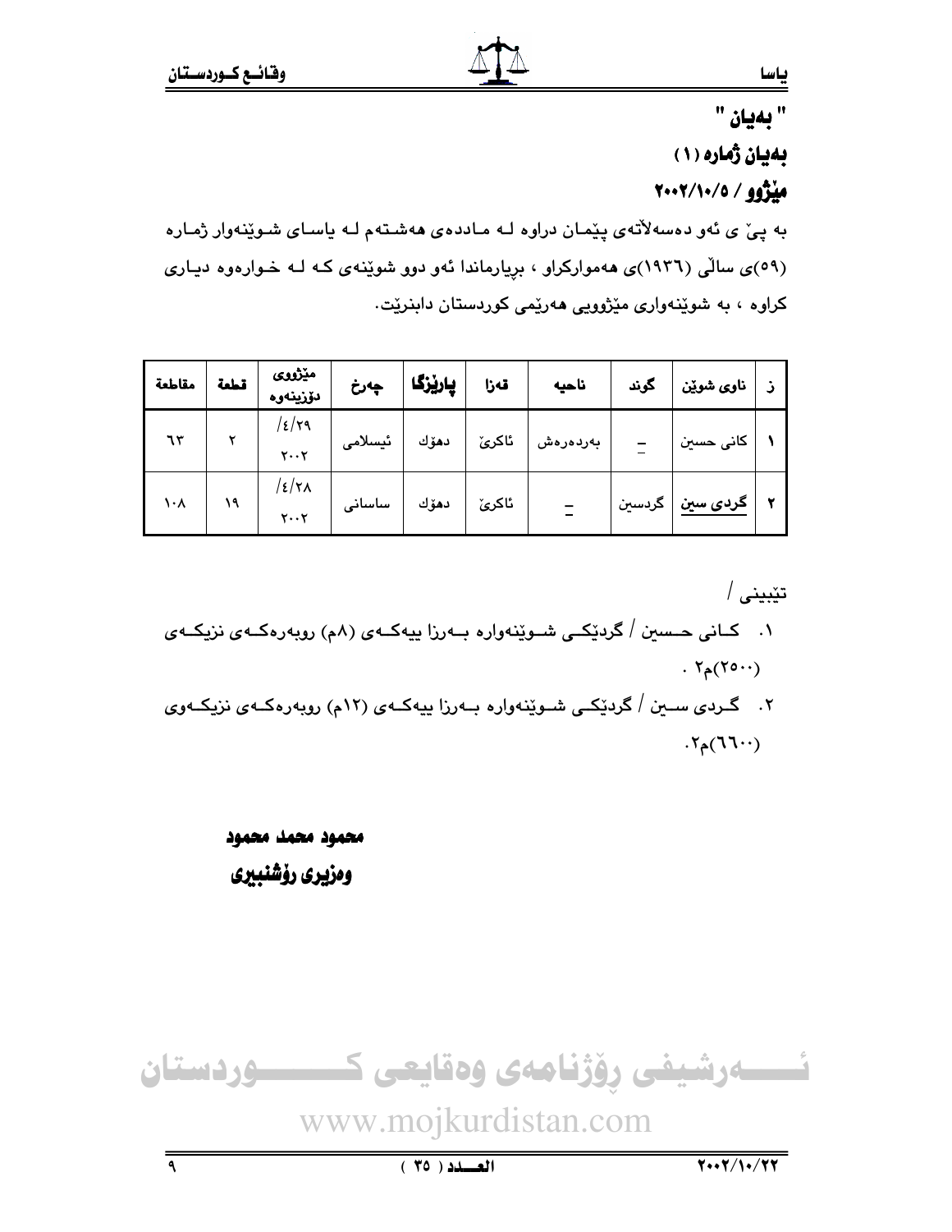# " بەیان "

## بەیان ژمارە (١)

## مێژوو / ٢٠٠٢/١٠/٥

بە پێ ی ئەو دەسەڵاتەی پێمان دراوە لە ماددەی هەشتەم لە یاسای شوێنەوار ژمارە (٥٩)ی ساڵی (١٩٣٦)ی هەموارکراو ، بڕیارماندا ئەو دوو شوێنەی کە لە خوارەوە دیاری کراوە ، بە شوێنەواری مێژوویی هەرێمی کوردستان دابنرێت.

| ز | ناوی شوێن | گوند | ناحیە | قەزا | پارێزگا | چەرخ | مێژووی دۆزینەوە | قطعة | مقاطعة |
|---|---|---|---|---|---|---|---|---|---|
| ١ | کانی حسین | – | بەردەرەش | ئاکرێ | دهۆك | ئیسلامی | ٢٠٠٢/٤/٢٩ | ٢ | ٦٣ |
| ٢ | گردی سین | گردسین | – | ئاکرێ | دهۆك | ساسانی | ٢٠٠٢/٤/٢٨ | ١٩ | ١٠٨ |

تێبینی /

١. کانی حسین / گردێکی شوێنەوارە بەرزا ییەکەی (٨م) ڕووبەرەکەی نزیکەی (٢٥٠٠)م٢ .

٢. گردی سین / گردێکی شوێنەوارە بەرزا ییەکەی (١٢م) ڕووبەرەکەی نزیکەوی (٦٦٠٠)م٢.

**محمود محمد محمود**

**وەزیری ڕۆشنبیری**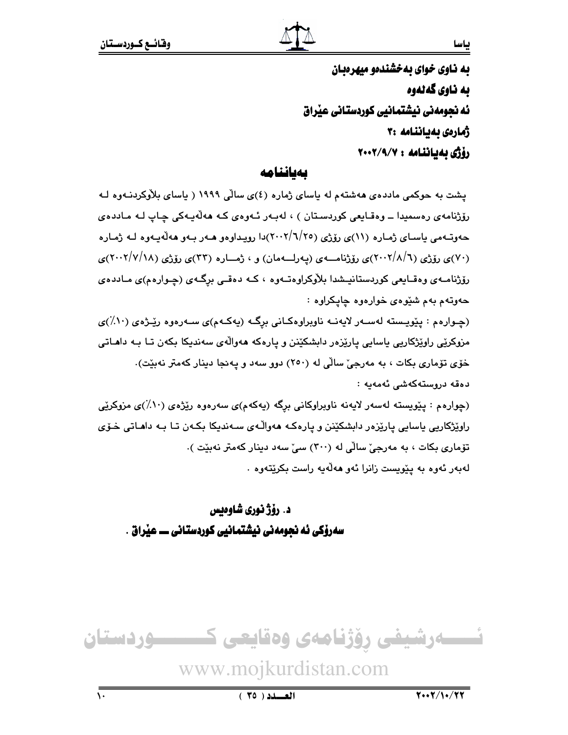به ناوى خواى بەخشندەو میهرەبان

به ناوى گەلەوە

ئەنجومەنى نیشتمانیى كوردستانى عێراق

ژمارەى بەیاننامە :٣

رۆژى بەیاننامە : ٢٠٠٢/٩/٧

## بەیاننامە

پشت بە حوكمى ماددەى هەشتەم لە یاساى ژمارە (٤)ى ساڵى ١٩٩٩ ( یاساى بڵاوكردنـەوە لـە رۆژنامەى رەسمیدا ــ وەقـایعى كوردسـتان ) ، لەبـەر ئـەوەى كـە هەڵەیـەكى چـاپ لـە مـاددەى حەوتـەمى یاسـاى ژمـارە (١١)ى رۆژى (٢٠٠٢/٦/٢٥)دا رویـداوەو هـەر بـەو هەڵەیـەوە لـە ژمـارە (٧٠)ى رۆژى (٢٠٠٢/٨/٦)ى رۆژنامـــەى (پەرلـــەمان) و ، ژمـــارە (٣٣)ى رۆژى (٢٠٠٢/٧/١٨)ى رۆژنامـەى وەقـایعى كوردستانیـشدا بڵاوكراوەتـەوە ، كـە دەقـى برگـەى (چـوارەم)ى مـاددەى حەوتەم بەم شێوەى خوارەوە چاپكراوە :

(چـوارەم : پێویـستە لەسـەر لایەنـە ناوبراوەكـانى برگـە (یەكـەم)ى سـەرەوە رێـژەى (١٠٪)ى مزوكرێى راوێژكاریى یاسایى پارێزەر دابشكێنن و پارەكە هەواڵەى سەندیكا بكەن تـا بـە داهـاتى خۆى تۆمارى بكات ، بە مەرجێ ساڵى لە (٢٥٠) دوو سەد و پەنجا دینار كەمتر نەبێت).

دەقە دروستەكەشى ئەمەیە :

(چوارەم : پێویستە لەسەر لایەنە ناوبراوكانى برگە (یەكەم)ى سەرەوە رێژەى (١٠٪)ى مزوكرێى راوێژكاریى یاسایى پارێزەر دابشكێنن و پارەكـە هەواڵـەى سـەندیكا بكـەن تـا بـە داهـاتى خـۆى تۆمارى بكات ، بە مەرجێ ساڵى لە (٣٠٠) سێ سەد دینار كەمتر نەبێت ).

لەبەر ئەوە بە پێویست زانرا ئەو هەڵەیە راست بكرێتەوە .

**د. رۆژ نورى شاوەیس**

**سەرۆكى ئەنجومەنى نیشتمانیى كوردستانى ــ عێراق .**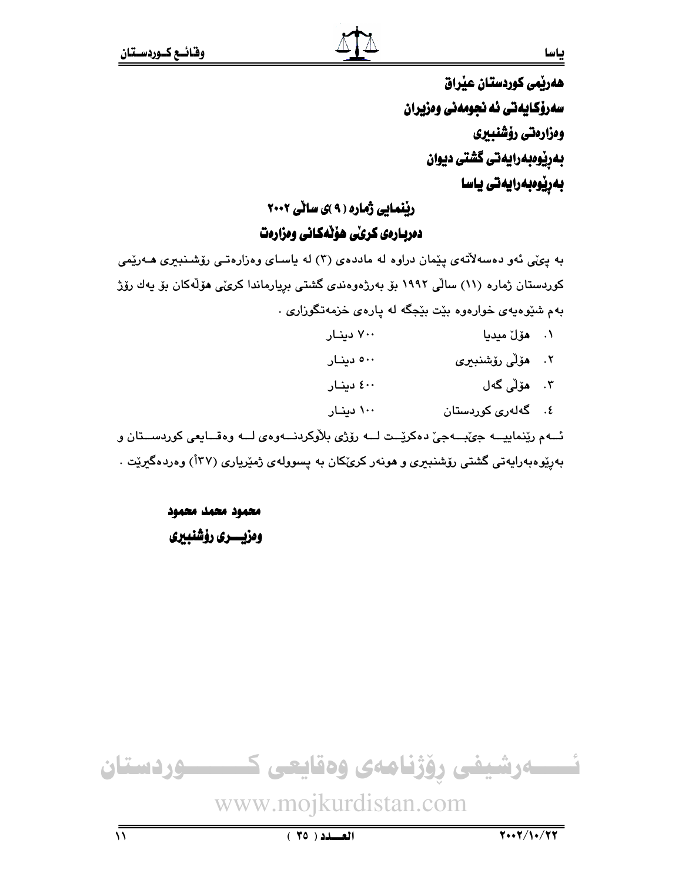هەرێمی کوردستان عێراق
سەرۆکایەتی ئەنجومەنی وەزیران
وەزارەتی رۆشنبیری
بەڕێوەبەرایەتی گشتی دیوان
بەڕێوەبەرایەتی یاسا

## ڕێنمایی ژمارە (٩)ی ساڵی ٢٠٠٢
## دەربارەی کرێی هۆڵەکانی وەزارەت

بە پێی ئەو دەسەڵاتەی پێمان دراوە لە ماددەی (٣) لە یاسای وەزارەتی رۆشنبیری هەرێمی کوردستان ژمارە (١١) ساڵی ١٩٩٢ بۆ بەرژەوەندی گشتی بڕیارماندا کرێی هۆڵەکان بۆ یەك رۆژ بەم شێوەیەی خوارەوە بێت بێجگە لە پارەی خزمەتگوزاری .

١. هۆڵ میدیا ٧٠٠ دینار
٢. هۆڵی رۆشنبیری ٥٠٠ دینار
٣. هۆڵی گەل ٤٠٠ دینار
٤. گەلەری کوردستان ١٠٠ دینار

ئەم رێنماییە جێبەجێ دەکرێت لە رۆژی بلاوکردنەوەی لە وەقایعی کوردستان و بەڕێوەبەرایەتی گشتی رۆشنبیری و هونەر کرێکان بە پسوولەی ژمێریاری (٣٧أ) وەردەگیرێت .

**محمود محمد محمود**
**وەزیری رۆشنبیری**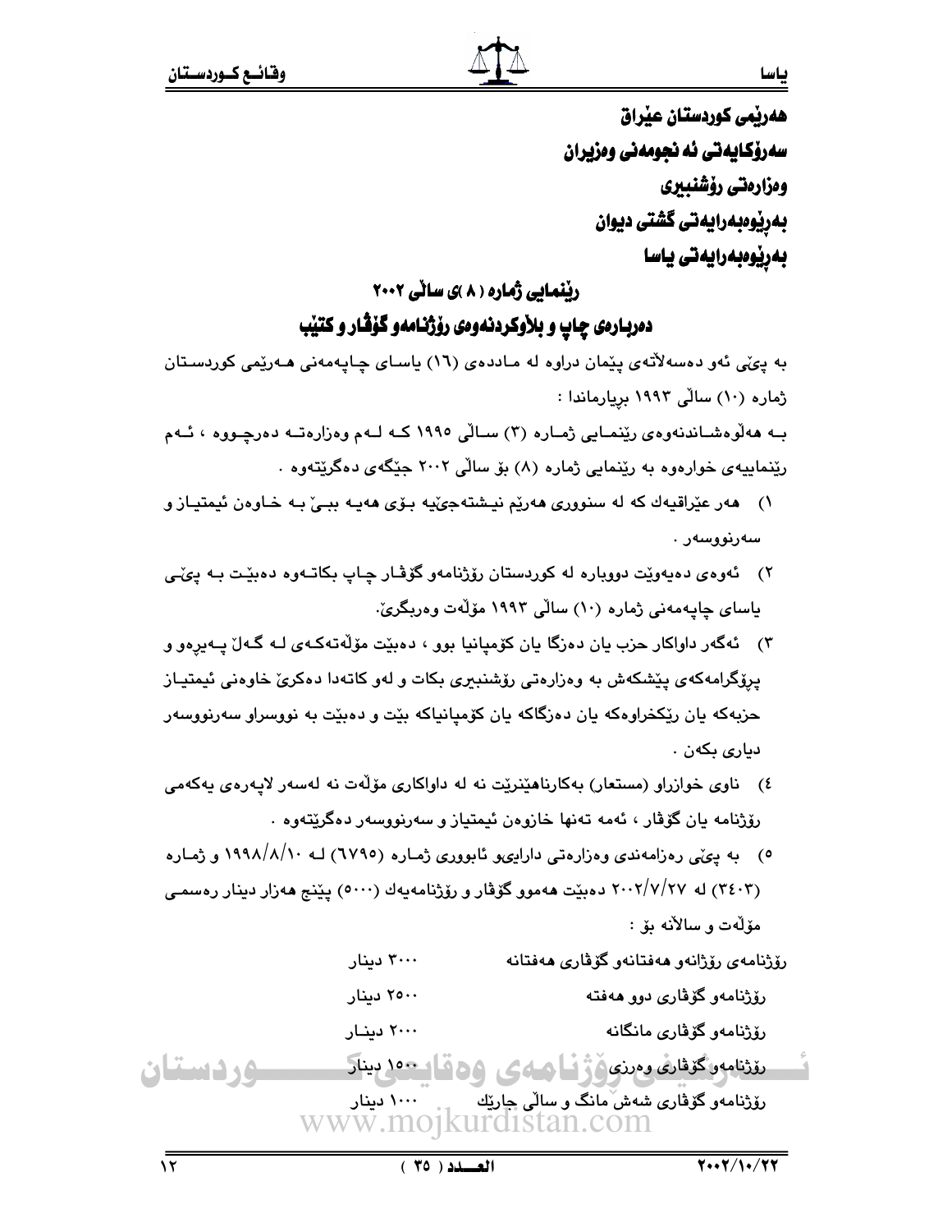هەرێمی کوردستان عێراق
سەرۆکایەتی ئەنجومەنی وەزیران
وەزارەتی رۆشنبیری
بەڕێوەبەرایەتی گشتی دیوان
بەڕێوەبەرایەتی یاسا

## رێنمایی ژمارە (٨)ی ساڵی ٢٠٠٢

## دەربارەی چاپ و بڵاوکردنەوەی رۆژنامەو گۆڤار و کتێب

بە پێی ئەو دەسەڵاتەی پێمان دراوە لە ماددەی (١٦) یاسای چاپەمەنی هەرێمی کوردستان ژمارە (١٠) ساڵی ١٩٩٣ بڕیارماندا :

بە هەڵوەشاندنەوەی رێنمایی ژمارە (٣) ساڵی ١٩٩٥ کە لەم وەزارەتە دەرچووە ، ئەم رێنماییەی خوارەوە بە رێنمایی ژمارە (٨) بۆ ساڵی ٢٠٠٢ جێگەی دەگرێتەوە .

١) هەر عێراقیەك کە لە سنووری هەرێم نیشتەجێیە بۆی هەیە ببێ بە خاوەن ئیمتیاز و سەرنووسەر .

٢) ئەوەی دەیەوێت دووبارە لە کوردستان رۆژنامەو گۆڤار چاپ بکاتەوە دەبێت بە پێی یاسای چاپەمەنی ژمارە (١٠) ساڵی ١٩٩٣ مۆڵەت وەربگرێ.

٣) ئەگەر داواکار حزب یان دەزگا یان کۆمپانیا بوو ، دەبێت مۆڵەتەکەی لە گەڵ پەیڕەو و پرۆگرامەکەی پێشکەش بە وەزارەتی رۆشنبیری بکات و لەو کاتەدا دەکرێ خاوەنی ئیمتیاز حزبەکە یان رێکخراوەکە یان دەزگاکە یان کۆمپانیاکە بێت و دەبێت بە نووسراو سەرنووسەر دیاری بکەن .

٤) ناوی خوازراو (مستعار) بەکارناهێنرێت نە لە داواکاری مۆڵەت نە لەسەر لاپەرەی یەکەمی رۆژنامە یان گۆڤار ، ئەمە تەنها خاوەن ئیمتیاز و سەرنووسەر دەگرێتەوە .

٥) بە پێی رەزامەندی وەزارەتی داراییو ئابووری ژمارە (٦٧٩٥) لە ١٩٩٨/٨/١٠ و ژمارە (٣٤٠٣) لە ٢٠٠٢/٧/٢٧ دەبێت هەموو گۆڤار و رۆژنامەیەك (٥٠٠٠) پێنج هەزار دینار رەسمی مۆڵەت و ساڵانە بۆ :

| | |
|---|---|
| رۆژنامەی رۆژانەو هەفتانەو گۆڤاری هەفتانە | ٣٠٠٠ دینار |
| رۆژنامەو گۆڤاری دوو هەفتە | ٢٥٠٠ دینار |
| رۆژنامەو گۆڤاری مانگانە | ٢٠٠٠ دینار |
| رۆژنامەو گۆڤاری وەرزی | ١٥٠٠ دینار |
| رۆژنامەو گۆڤاری شەش مانگ و ساڵی جارێك | ١٠٠٠ دینار |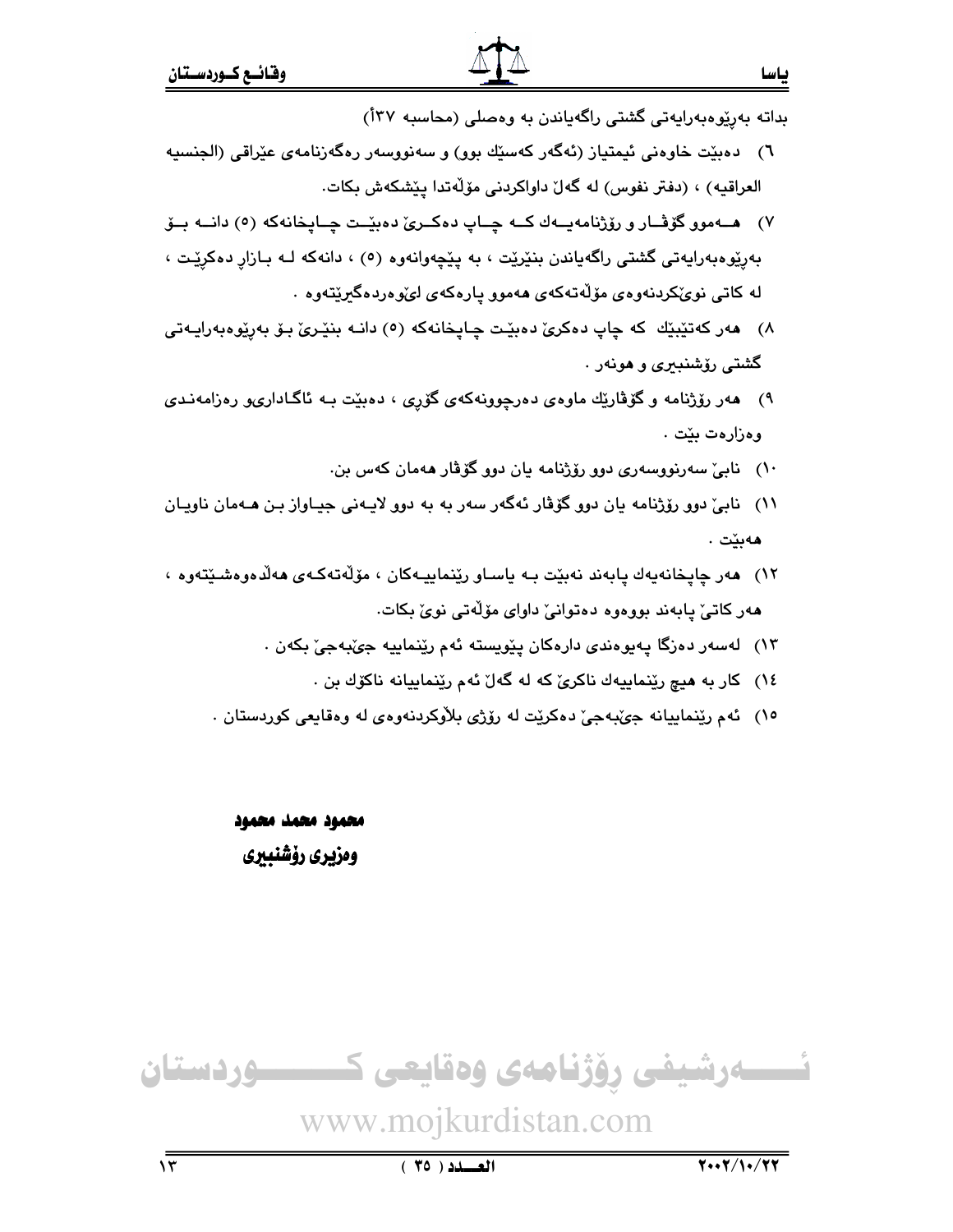بداتە بەڕێوەبەرایەتی گشتی ڕاگەیاندن بە وەصلی (محاسبە ۳۷أ)

٦) دەبێت خاوەنی ئیمتیاز (ئەگەر کەسێك بوو) و سەنووسەر ڕەگەزنامەی عێراقی (الجنسیە العراقیە) ، (دفتر نفوس) لە گەڵ داواکردنی مۆڵەتدا پێشکەش بکات.

٧) هەموو گۆڤار و ڕۆژنامەیەك کە چاپ دەکرێ دەبێت چاپخانەکە (٥) دانە بۆ بەڕێوەبەرایەتی گشتی ڕاگەیاندن بنێرێت ، بە پێچەوانەوە (٥) ، دانەکە لە بازاڕ دەکرێت ، لە کاتی نوێکردنەوەی مۆڵەتەکەی هەموو پارەکەی لێوەردەگیرێتەوە .

٨) هەر کەتێبێك کە چاپ دەکرێ دەبێت چاپخانەکە (٥) دانە بنێرێ بۆ بەڕێوەبەرایەتی گشتی ڕۆشنبیری و هونەر .

٩) هەر ڕۆژنامە و گۆڤارێك ماوەی دەرچوونەکەی گۆڕی ، دەبێت بە ئاگاداریو ڕەزامەندی وەزارەت بێت .

١٠) نابێ سەرنووسەری دوو ڕۆژنامە یان دوو گۆڤار هەمان کەس بن.

١١) نابێ دوو ڕۆژنامە یان دوو گۆڤار ئەگەر سەر بە بە دوو لایەنی جیاواز بن هەمان ناویان هەبێت .

١٢) هەر چاپخانەیەك پابەند نەبێت بە یاساو ڕێنماییەکان ، مۆڵەتەکەی هەڵدەوەشێتەوە ، هەر کاتێ پابەند بووەوە دەتوانێ داوای مۆڵەتی نوێ بکات.

١٣) لەسەر دەزگا پەیوەندی دارەکان پێویستە ئەم ڕێنماییە جێبەجێ بکەن .

١٤) کار بە هیچ ڕێنماییەك ناکرێ کە لە گەڵ ئەم ڕێنماییانە ناکۆك بن .

١٥) ئەم ڕێنماییانە جێبەجێ دەکرێت لە ڕۆژی بڵاوکردنەوەی لە وەقایعی کوردستان .

**محمود محمد محمود**

**وەزیری ڕۆشنبیری**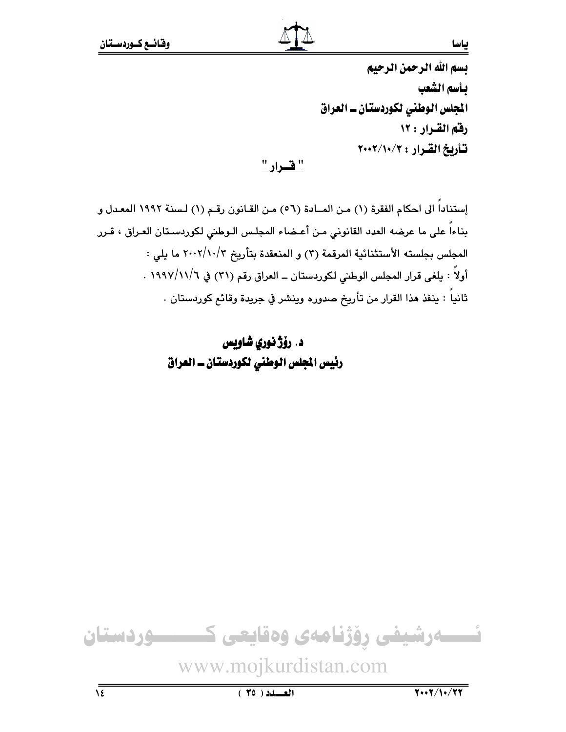**بسم الله الرحمن الرحيم**

**بأسم الشعب**

**المجلس الوطني لكوردستان ــ العراق**

**رقم القرار : ١٢**

**تأريخ القرار : ٢٠٠٢/١٠/٣**

## " قــرار "

إستناداً الى احكام الفقرة (١) مـن المـادة (٥٦) مـن القـانون رقـم (١) لـسنة ١٩٩٢ المعـدل و بناءاً على ما عرضه العدد القانوني مـن أعـضاء المجلـس الـوطني لكوردسـتان العـراق ، قـرر المجلس بجلسته الأستثنائية المرقمة (٣) و المنعقدة بتأريخ ٢٠٠٢/١٠/٣ ما يلي :

أولاً : يلغى قرار المجلس الوطني لكوردستان ــ العراق رقم (٣١) في ١٩٩٧/١١/٦ .

ثانياً : ينفذ هذا القرار من تأريخ صدوره وينشر في جريدة وقائع كوردستان .

**د. رۆژ نوري شاويس**

**رئيس المجلس الوطني لكوردستان ــ العراق**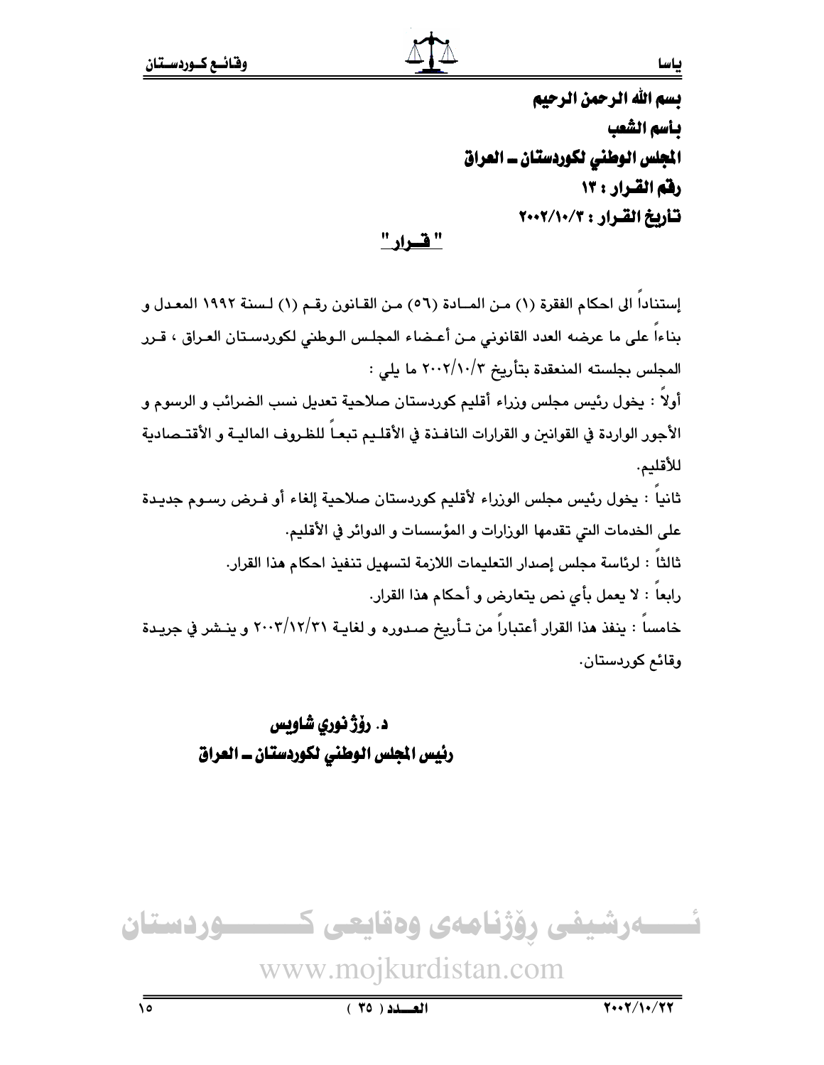**بسم الله الرحمن الرحيم**

**بأسم الشعب**

**المجلس الوطني لكوردستان ـ العراق**

**رقم القـرار : ١٣**

**تأريخ القـرار : ٢٠٠٢/١٠/٣**

## " قــرار "

إستناداً الى احكام الفقرة (١) مـن المـادة (٥٦) مـن القـانون رقـم (١) لـسنة ١٩٩٢ المعـدل و بناءاً على ما عرضه العدد القانوني مـن أعـضاء المجلـس الـوطني لكوردسـتان العـراق ، قـرر المجلس بجلسته المنعقدة بتأريخ ٢٠٠٢/١٠/٣ ما يلي :

أولاً : يخول رئيس مجلس وزراء أقليم كوردستان صلاحية تعديل نسب الضرائب و الرسوم و الأجور الواردة في القوانين و القرارات النافـذة في الأقلـيم تبعـاً للظـروف الماليـة و الأقتـصادية للأقليم.

ثانياً : يخول رئيس مجلس الوزراء لأقليم كوردستان صلاحية إلغاء أو فـرض رسـوم جديـدة على الخدمات التي تقدمها الوزارات و المؤسسات و الدوائر في الأقليم.

ثالثاً : لرئاسة مجلس إصدار التعليمات اللازمة لتسهيل تنفيذ احكام هذا القرار.

رابعاً : لا يعمل بأي نص يتعارض و أحكام هذا القرار.

خامساً : ينفذ هذا القرار أعتباراً من تـأريخ صـدوره و لغايـة ٢٠٠٣/١٢/٣١ و ينـشر في جريـدة وقائع كوردستان.

**د. رۆژ نوري شاويس**

**رئيس المجلس الوطني لكوردستان ـ العراق**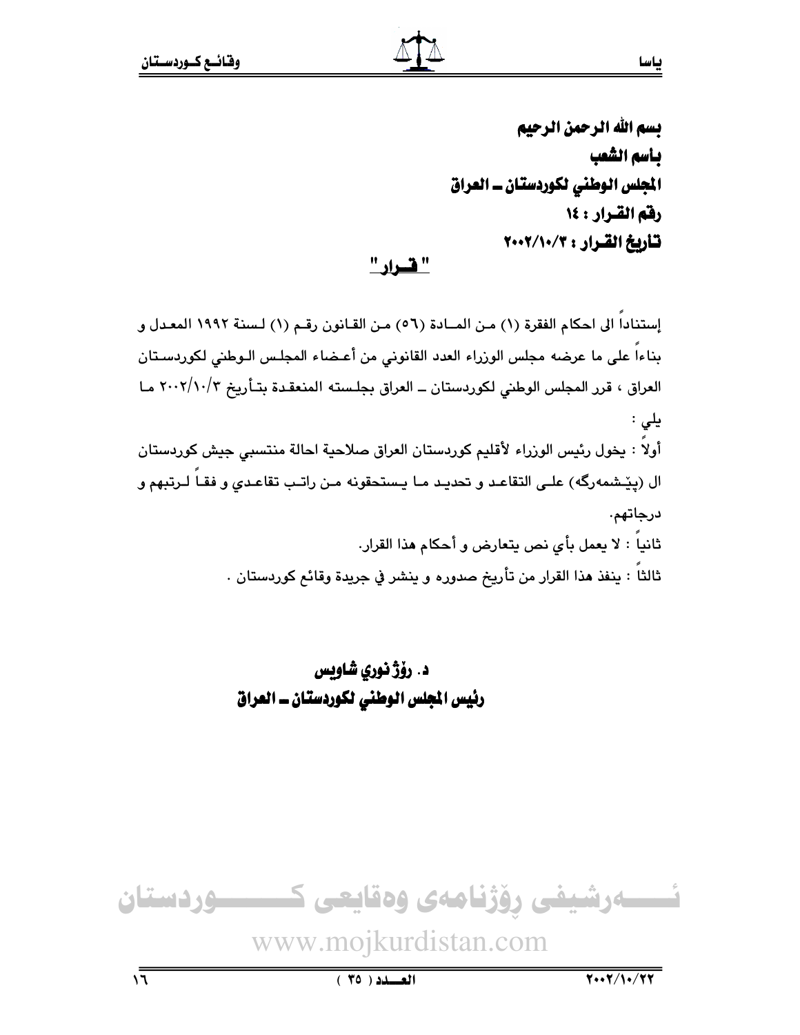**بسم الله الرحمن الرحيم**

**بأسم الشعب**

**المجلس الوطني لكوردستان ــ العراق**

**رقم القـرار : ١٤**

**تـأريخ القـرار : ٢٠٠٢/١٠/٣**

## " قــرار "

إستناداً الى احكام الفقرة (١) مـن المــادة (٥٦) مـن القـانون رقـم (١) لـسنة ١٩٩٢ المعـدل و بناءاً على ما عرضه مجلس الوزراء العدد القانوني من أعـضاء المجلـس الـوطني لكوردسـتان العراق ، قرر المجلس الوطني لكوردستان ــ العراق بجلـسته المنعقـدة بتـأريخ ٢٠٠٢/١٠/٣ مـا يلي :

أولاً : يخول رئيس الوزراء لأقليم كوردستان العراق صلاحية احالة منتسبي جيش كوردستان ال (پێشمەرگە) علـى التقاعـد و تحديـد مـا يـستحقونه مـن راتـب تقاعـدي و فقـاً لـرتبهم و درجاتهم.

ثانياً : لا يعمل بأي نص يتعارض و أحكام هذا القرار.

ثالثاً : ينفذ هذا القرار من تأريخ صدوره و ينشر في جريدة وقائع كوردستان .

**د. رۆژ نوري شاويس**

**رئيس المجلس الوطني لكوردستان ــ العراق**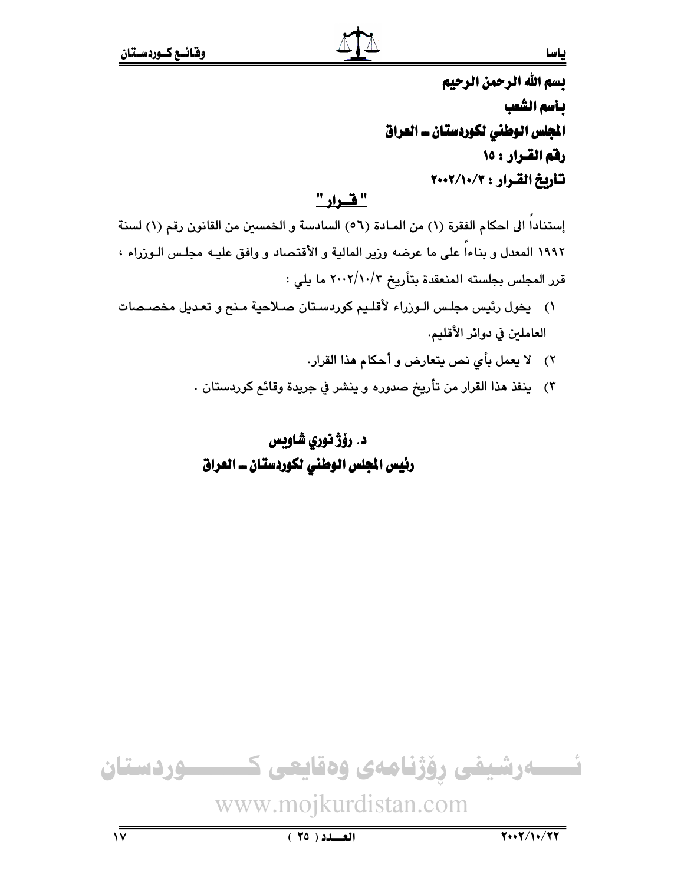**بسم الله الرحمن الرحيم**

**بأسم الشعب**

**المجلس الوطني لكوردستان ـ العراق**

**رقم القرار : ١٥**

**تأريخ القرار : ٢٠٠٢/١٠/٣**

## " قرار "

إستناداً الى احكام الفقرة (١) من المادة (٥٦) السادسة و الخمسين من القانون رقم (١) لسنة ١٩٩٢ المعدل و بناءاً على ما عرضه وزير المالية و الأقتصاد و وافق عليه مجلس الوزراء ، قرر المجلس بجلسته المنعقدة بتأريخ ٢٠٠٢/١٠/٣ ما يلي :

١) يخول رئيس مجلس الوزراء لأقليم كوردستان صلاحية منح و تعديل مخصصات العاملين في دوائر الأقليم.

٢) لا يعمل بأي نص يتعارض و أحكام هذا القرار.

٣) ينفذ هذا القرار من تأريخ صدوره و ينشر في جريدة وقائع كوردستان .

**د. رۆژ نوري شاويس**

**رئيس المجلس الوطني لكوردستان ـ العراق**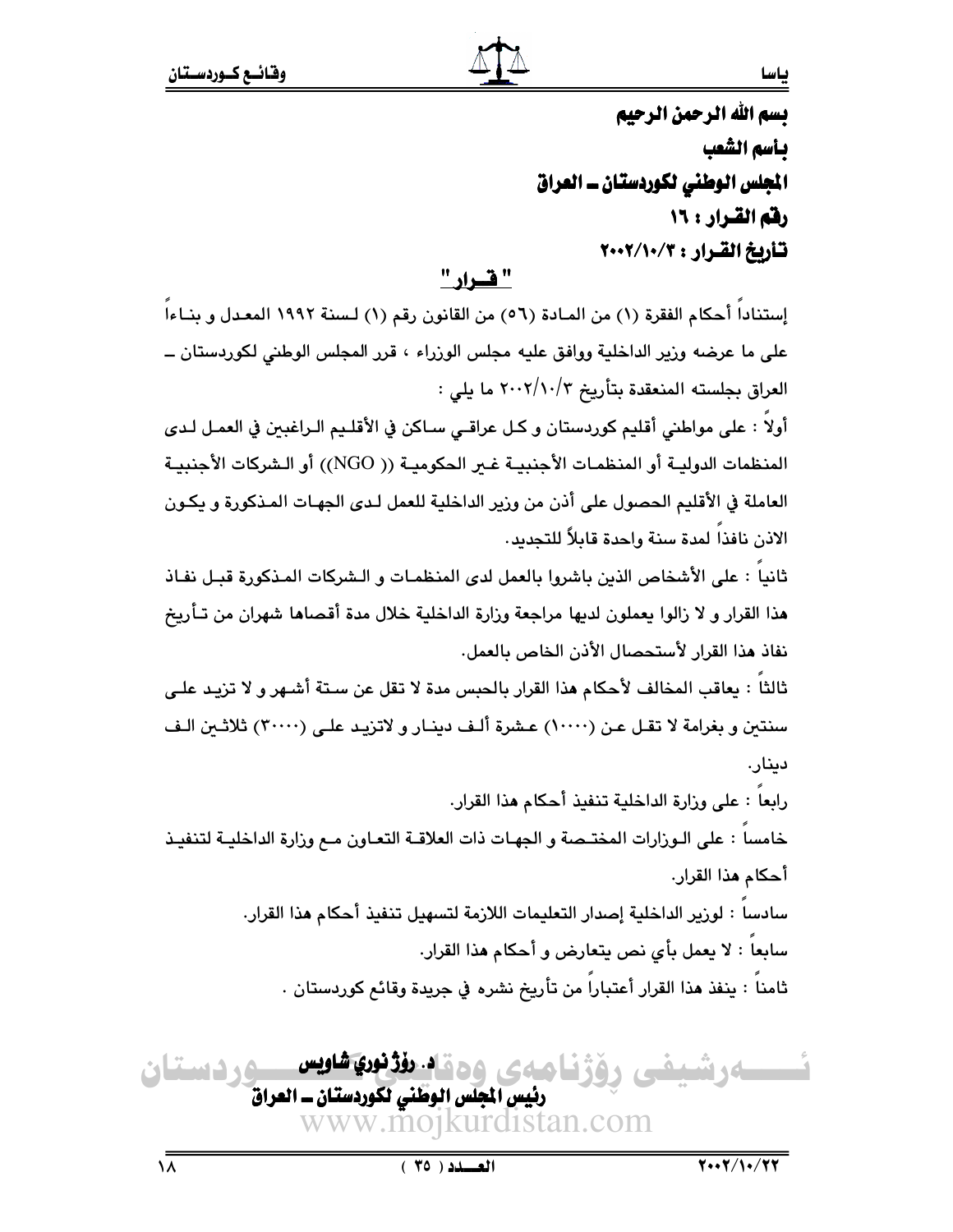**بسم الله الرحمن الرحيم**

**بأسم الشعب**

**المجلس الوطني لكوردستان ــ العراق**

**رقم القـرار : ١٦**

**تـأريخ القـرار : ٢٠٠٢/١٠/٣**

## " قــرار "

إستناداً أحكام الفقرة (١) من المـادة (٥٦) من القانون رقم (١) لـسنة ١٩٩٢ المعـدل و بنـاءاً على ما عرضه وزير الداخلية ووافق عليه مجلس الوزراء ، قرر المجلس الوطني لكوردستان ــ العراق بجلسته المنعقدة بتأريخ ٢٠٠٢/١٠/٣ ما يلي :

أولاً : على مواطني أقليم كوردستان و كـل عراقـي سـاكن في الأقلـيم الـراغبين في العمـل لـدى المنظمات الدوليـة أو المنظمـات الأجنبيـة غـير الحكوميـة (( NGO)) أو الـشركات الأجنبيـة العاملة في الأقليم الحصول على أذن من وزير الداخلية للعمل لـدى الجهـات المـذكورة و يكـون الاذن نافذاً لمدة سنة واحدة قابلاً للتجديد.

ثانياً : على الأشخاص الذين باشروا بالعمل لدى المنظمـات و الـشركات المـذكورة قبـل نفـاذ هذا القرار و لا زالوا يعملون لديها مراجعة وزارة الداخلية خلال مدة أقصاها شهران من تـأريخ نفاذ هذا القرار لأستحصال الأذن الخاص بالعمل.

ثالثاً : يعاقب المخالف لأحكام هذا القرار بالحبس مدة لا تقل عن سـتة أشـهر و لا تزيـد علـى سنتين و بغرامة لا تقـل عـن (١٠٠٠٠) عـشرة ألـف دينـار و لاتزيـد علـى (٣٠٠٠٠) ثلاثـين الـف دينار.

رابعاً : على وزارة الداخلية تنفيذ أحكام هذا القرار.

خامساً : على الـوزارات المختـصة و الجهـات ذات العلاقـة التعـاون مـع وزارة الداخليـة لتنفيـذ أحكام هذا القرار.

سادساً : لوزير الداخلية إصدار التعليمات اللازمة لتسهيل تنفيذ أحكام هذا القرار.

سابعاً : لا يعمل بأي نص يتعارض و أحكام هذا القرار.

ثامناً : ينفذ هذا القرار أعتباراً من تأريخ نشره في جريدة وقائع كوردستان .

**د. رۆژ نوري شاويس**

**رئيس المجلس الوطني لكوردستان ــ العراق**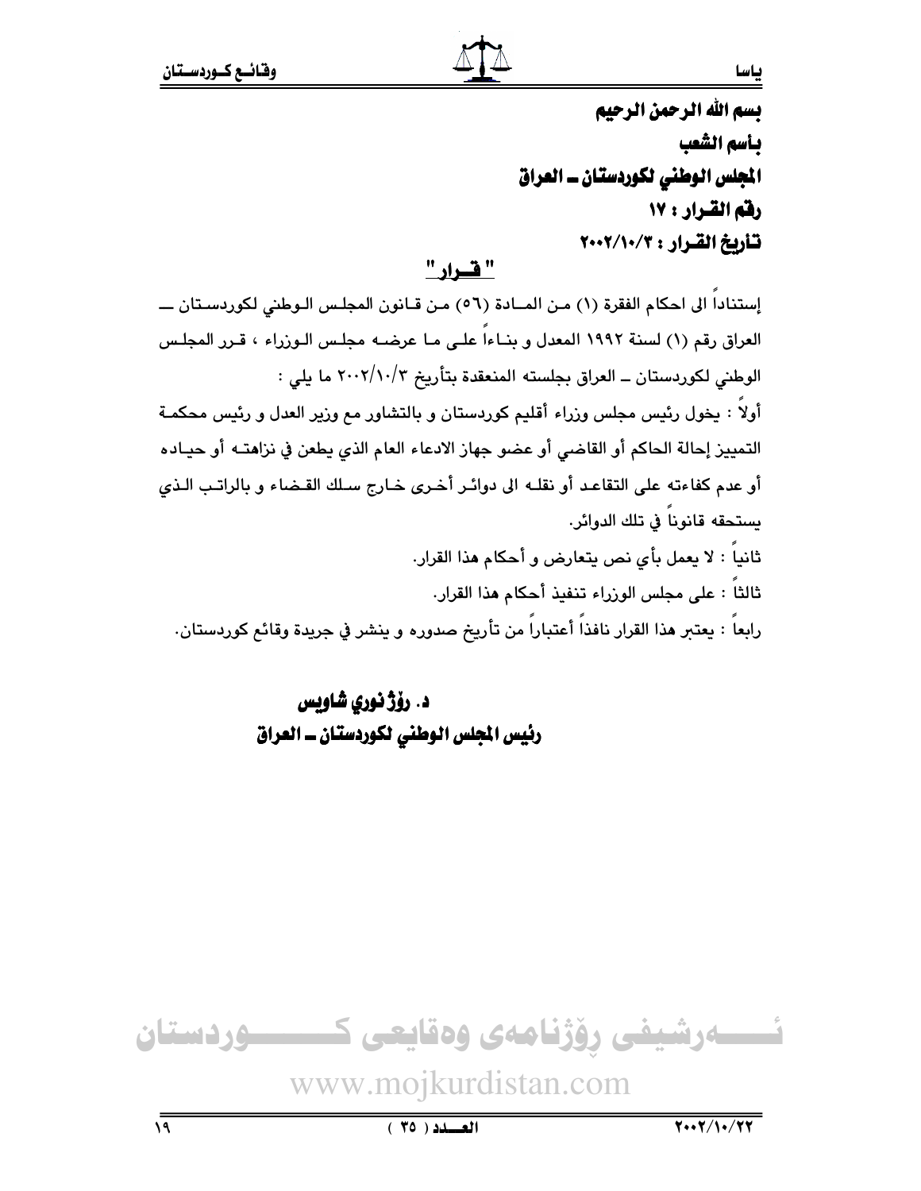بسم الله الرحمن الرحيم

بأسم الشعب

المجلس الوطني لكوردستان ــ العراق

رقم القرار : ١٧

تأريخ القرار : ٢٠٠٢/١٠/٣

## " قــرار "

إستناداً الى احكام الفقرة (١) مـن المــادة (٥٦) مـن قـانون المجلـس الـوطني لكوردسـتان ــ العراق رقم (١) لسنة ١٩٩٢ المعدل و بنـاءاً علـى مـا عرضـه مجلـس الـوزراء ، قـرر المجلـس الوطني لكوردستان ــ العراق بجلسته المنعقدة بتأريخ ٢٠٠٢/١٠/٣ ما يلي :

أولاً : يخول رئيس مجلس وزراء أقليم كوردستان و بالتشاور مع وزير العدل و رئيس محكمـة التمييز إحالة الحاكم أو القاضي أو عضو جهاز الادعاء العام الذي يطعن في نزاهتـه أو حيـاده أو عدم كفاءته على التقاعـد أو نقلـه الى دوائـر أخـرى خـارج سـلك القـضاء و بالراتـب الـذي يستحقه قانوناً في تلك الدوائر.

ثانياً : لا يعمل بأي نص يتعارض و أحكام هذا القرار.

ثالثاً : على مجلس الوزراء تنفيذ أحكام هذا القرار.

رابعاً : يعتبر هذا القرار نافذاً أعتباراً من تأريخ صدوره و ينشر في جريدة وقائع كوردستان.

**د. رۆژ نوري شاويس**

**رئيس المجلس الوطني لكوردستان ــ العراق**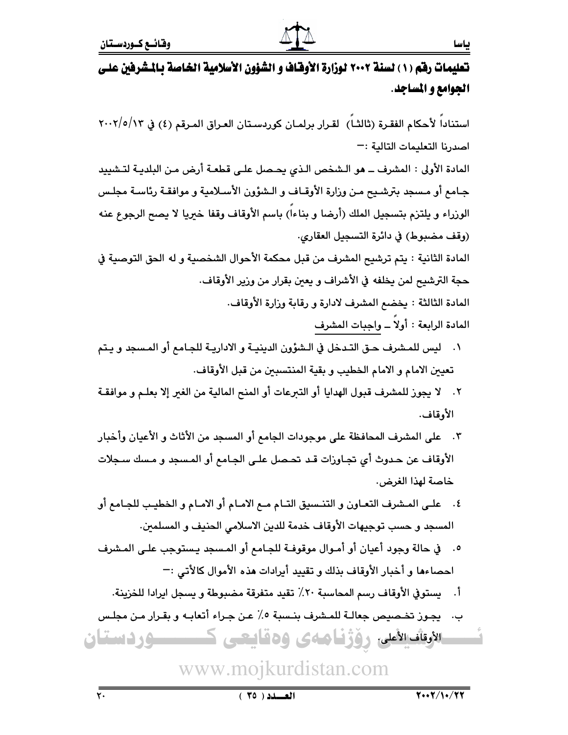# تعليمات رقم (١) لسنة ٢٠٠٢ لوزارة الأوقاف و الشؤون الأسلامية الخاصة بالمشرفين على الجوامع و المساجد.

استناداً لأحكام الفقرة (ثالثاً) لقرار برلمان كوردستان العراق المرقم (٤) في ٢٠٠٢/٥/١٣ اصدرنا التعليمات التالية :-

المادة الأولى : المشرف ـ هو الشخص الذي يحصل على قطعة أرض من البلدية لتشييد جامع أو مسجد بترشيح من وزارة الأوقاف و الشؤون الأسلامية و موافقة رئاسة مجلس الوزراء و يلتزم بتسجيل الملك (أرضا و بناءاً) باسم الأوقاف وقفا خيريا لا يصح الرجوع عنه (وقف مضبوط) في دائرة التسجيل العقاري.

المادة الثانية : يتم ترشيح المشرف من قبل محكمة الأحوال الشخصية و له الحق التوصية في حجة الترشيح لمن يخلفه في الأشراف و يعين بقرار من وزير الأوقاف.

المادة الثالثة : يخضع المشرف لادارة و رقابة وزارة الأوقاف.

المادة الرابعة : أولاً ـ واجبات المشرف

١. ليس للمشرف حق التدخل في الشؤون الدينية و الادارية للجامع أو المسجد و يتم تعيين الامام و الامام الخطيب و بقية المنتسبين من قبل الأوقاف.
٢. لا يجوز للمشرف قبول الهدايا أو التبرعات أو المنح المالية من الغير إلا بعلم و موافقة الأوقاف.
٣. على المشرف المحافظة على موجودات الجامع أو المسجد من الأثاث و الأعيان وأخبار الأوقاف عن حدوث أي تجاوزات قد تحصل على الجامع أو المسجد و مسك سجلات خاصة لهذا الغرض.
٤. على المشرف التعاون و التنسيق التام مع الامام أو الامام و الخطيب للجامع أو المسجد و حسب توجيهات الأوقاف خدمة للدين الاسلامي الحنيف و المسلمين.
٥. في حالة وجود أعيان أو أموال موقوفة للجامع أو المسجد يستوجب على المشرف احصاءها و أخبار الأوقاف بذلك و تقييد أيرادات هذه الأموال كالأتي :-

أ. يستوفي الأوقاف رسم المحاسبة ٢٠٪ تقيد متفرقة مضبوطة و يسجل ايرادا للخزينة.

ب. يجوز تخصيص جعالة للمشرف بنسبة ٥٪ عن جراء أتعابه و بقرار من مجلس الأوقاف الأعلى.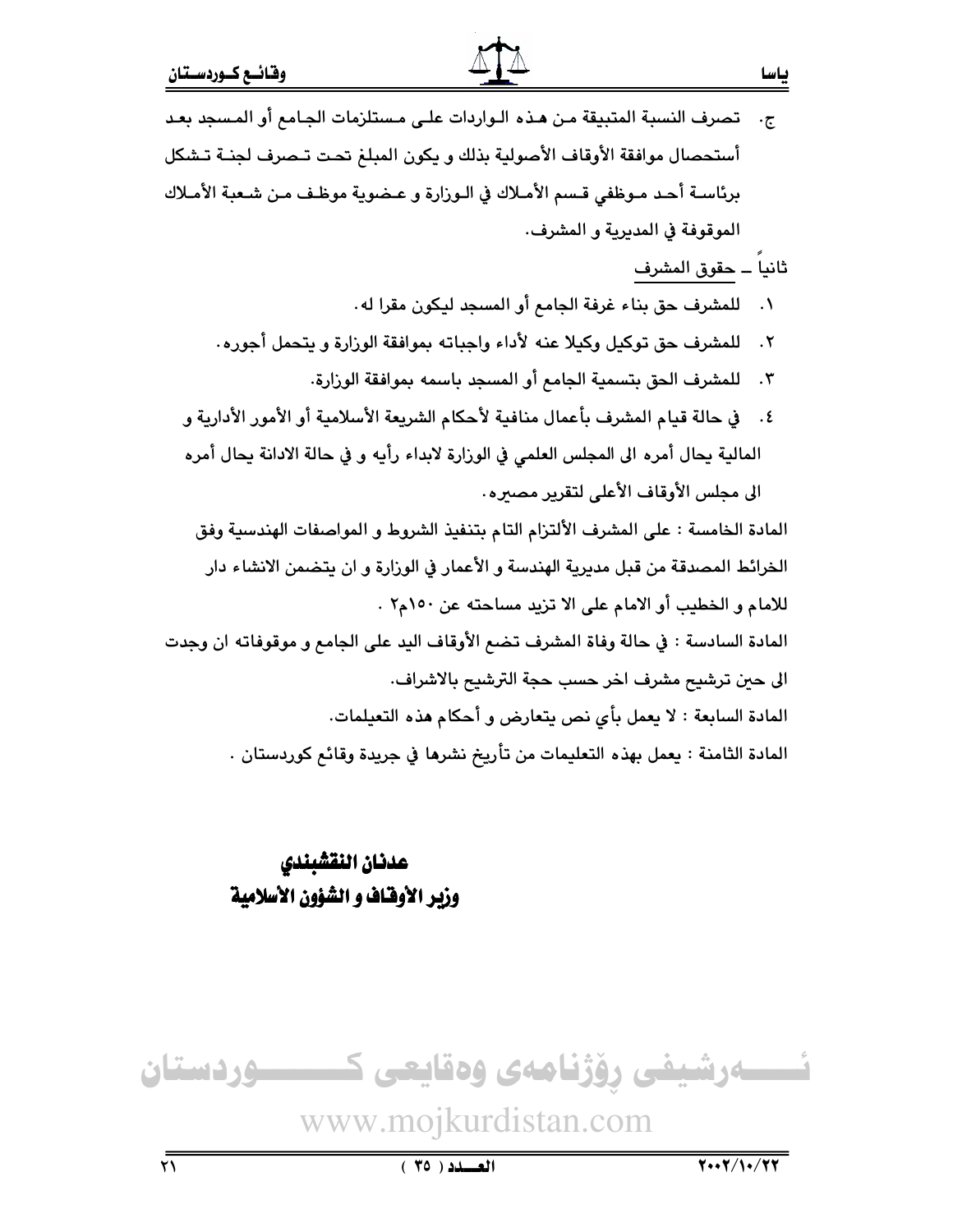ج. تصرف النسبة المتبقية من هذه الواردات على مستلزمات الجامع أو المسجد بعد أستحصال موافقة الأوقاف الأصولية بذلك و يكون المبلغ تحت تصرف لجنة تشكل برئاسة أحد موظفي قسم الأملاك في الوزارة و عضوية موظف من شعبة الأملاك الموقوفة في المديرية و المشرف.

ثانياً ــ حقوق المشرف

١. للمشرف حق بناء غرفة الجامع أو المسجد ليكون مقرا له.
٢. للمشرف حق توكيل وكيلا عنه لأداء واجباته بموافقة الوزارة و يتحمل أجوره.
٣. للمشرف الحق بتسمية الجامع أو المسجد باسمه بموافقة الوزارة.
٤. في حالة قيام المشرف بأعمال منافية لأحكام الشريعة الأسلامية أو الأمور الأدارية و المالية يحال أمره الى المجلس العلمي في الوزارة لابداء رأيه و في حالة الادانة يحال أمره الى مجلس الأوقاف الأعلى لتقرير مصيره.

المادة الخامسة : على المشرف الألتزام التام بتنفيذ الشروط و المواصفات الهندسية وفق الخرائط المصدقة من قبل مديرية الهندسة و الأعمار في الوزارة و ان يتضمن الانشاء دار للامام و الخطيب أو الامام على الا تزيد مساحته عن ١٥٠م٢ .

المادة السادسة : في حالة وفاة المشرف تضع الأوقاف اليد على الجامع و موقوفاته ان وجدت الى حين ترشيح مشرف اخر حسب حجة الترشيح بالاشراف.

المادة السابعة : لا يعمل بأي نص يتعارض و أحكام هذه التعليمات.

المادة الثامنة : يعمل بهذه التعليمات من تأريخ نشرها في جريدة وقائع كوردستان .

**عدنان النقشبندي**
**وزير الأوقاف و الشؤون الأسلامية**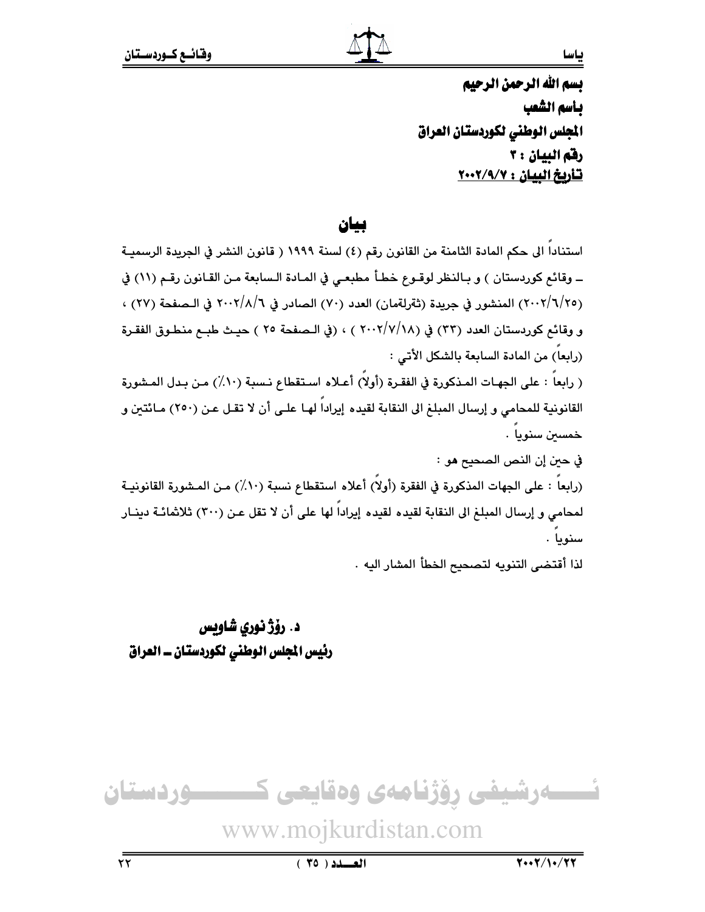**بسم الله الرحمن الرحيم**
**باسم الشعب**
**المجلس الوطني لكوردستان العراق**
**رقم البيان : ٣**
**تاريخ البيان : ٢٠٠٢/٩/٧**

## بيان

استناداً الى حكم المادة الثامنة من القانون رقم (٤) لسنة ١٩٩٩ ( قانون النشر في الجريدة الرسمية ــ وقائع كوردستان ) و بالنظر لوقوع خطأ مطبعي في المادة السابعة من القانون رقم (١١) في (٢٠٠٢/٦/٢٥) المنشور في جريدة (ثةرلةمان) العدد (٧٠) الصادر في ٢٠٠٢/٨/٦ في الصفحة (٢٧) ، و وقائع كوردستان العدد (٣٣) في (٢٠٠٢/٧/١٨ ) ، (في الصفحة ٢٥ ) حيث طبع منطوق الفقرة (رابعاً) من المادة السابعة بالشكل الأتي :

( رابعاً : على الجهات المذكورة في الفقرة (أولاً) أعلاه استقطاع نسبة (١٠٪) من بدل المشورة القانونية للمحامي و إرسال المبلغ الى النقابة لقيده إيراداً لها على أن لا تقل عن (٢٥٠) مائتين و خمسين سنوياً .

في حين إن النص الصحيح هو :

(رابعاً : على الجهات المذكورة في الفقرة (أولاً) أعلاه استقطاع نسبة (١٠٪) من المشورة القانونية لمحامي و إرسال المبلغ الى النقابة لقيده لقيده إيراداً لها على أن لا تقل عن (٣٠٠) ثلاثمائة دينار سنوياً .

لذا أقتضى التنويه لتصحيح الخطأ المشار اليه .

**د. رۆژ نوري شاويس**
**رئيس المجلس الوطني لكوردستان ــ العراق**